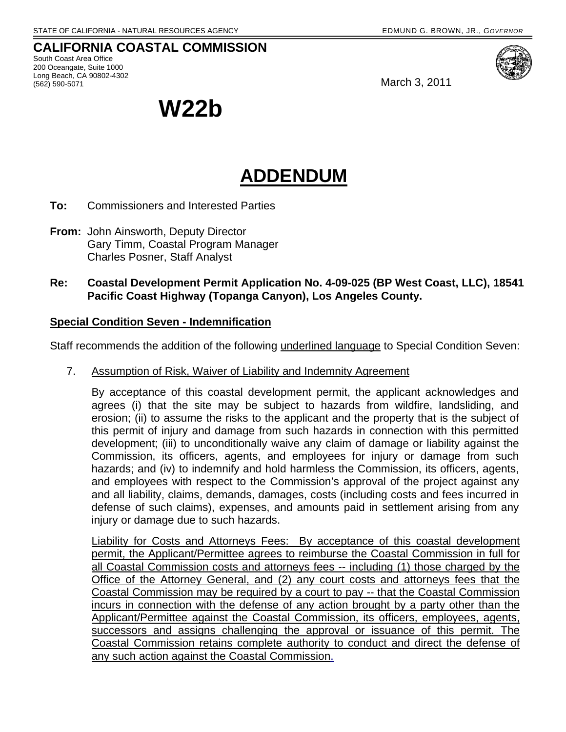STATE OF CALIFORNIA - NATURAL RESOURCES AGENCY EDMUND G. BROWN, JR., *GOVERNOR*

**CALIFORNIA COASTAL COMMISSION**
South Coast Area Office
200 Oceangate, Suite 1000
Long Beach, CA 90802-4302
(562) 590-5071

March 3, 2011

# W22b

# ADDENDUM

**To:** Commissioners and Interested Parties

**From:** John Ainsworth, Deputy Director
Gary Timm, Coastal Program Manager
Charles Posner, Staff Analyst

**Re: Coastal Development Permit Application No. 4-09-025 (BP West Coast, LLC), 18541 Pacific Coast Highway (Topanga Canyon), Los Angeles County.**

**Special Condition Seven - Indemnification**

Staff recommends the addition of the following underlined language to Special Condition Seven:

7. Assumption of Risk, Waiver of Liability and Indemnity Agreement

By acceptance of this coastal development permit, the applicant acknowledges and agrees (i) that the site may be subject to hazards from wildfire, landsliding, and erosion; (ii) to assume the risks to the applicant and the property that is the subject of this permit of injury and damage from such hazards in connection with this permitted development; (iii) to unconditionally waive any claim of damage or liability against the Commission, its officers, agents, and employees for injury or damage from such hazards; and (iv) to indemnify and hold harmless the Commission, its officers, agents, and employees with respect to the Commission's approval of the project against any and all liability, claims, demands, damages, costs (including costs and fees incurred in defense of such claims), expenses, and amounts paid in settlement arising from any injury or damage due to such hazards.

Liability for Costs and Attorneys Fees: By acceptance of this coastal development permit, the Applicant/Permittee agrees to reimburse the Coastal Commission in full for all Coastal Commission costs and attorneys fees -- including (1) those charged by the Office of the Attorney General, and (2) any court costs and attorneys fees that the Coastal Commission may be required by a court to pay -- that the Coastal Commission incurs in connection with the defense of any action brought by a party other than the Applicant/Permittee against the Coastal Commission, its officers, employees, agents, successors and assigns challenging the approval or issuance of this permit. The Coastal Commission retains complete authority to conduct and direct the defense of any such action against the Coastal Commission.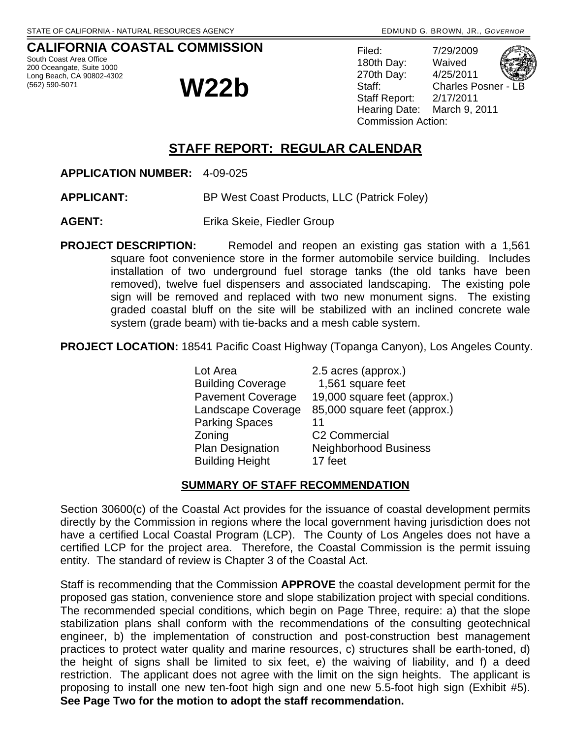STATE OF CALIFORNIA - NATURAL RESOURCES AGENCY

EDMUND G. BROWN, JR., *GOVERNOR*

## CALIFORNIA COASTAL COMMISSION

South Coast Area Office
200 Oceangate, Suite 1000
Long Beach, CA 90802-4302
(562) 590-5071

# W22b

Filed: 7/29/2009
180th Day: Waived
270th Day: 4/25/2011
Staff: Charles Posner - LB
Staff Report: 2/17/2011
Hearing Date: March 9, 2011
Commission Action:

## STAFF REPORT: REGULAR CALENDAR

**APPLICATION NUMBER:** 4-09-025

**APPLICANT:** BP West Coast Products, LLC (Patrick Foley)

**AGENT:** Erika Skeie, Fiedler Group

**PROJECT DESCRIPTION:** Remodel and reopen an existing gas station with a 1,561 square foot convenience store in the former automobile service building. Includes installation of two underground fuel storage tanks (the old tanks have been removed), twelve fuel dispensers and associated landscaping. The existing pole sign will be removed and replaced with two new monument signs. The existing graded coastal bluff on the site will be stabilized with an inclined concrete wale system (grade beam) with tie-backs and a mesh cable system.

**PROJECT LOCATION:** 18541 Pacific Coast Highway (Topanga Canyon), Los Angeles County.

| | |
|---|---|
| Lot Area | 2.5 acres (approx.) |
| Building Coverage | 1,561 square feet |
| Pavement Coverage | 19,000 square feet (approx.) |
| Landscape Coverage | 85,000 square feet (approx.) |
| Parking Spaces | 11 |
| Zoning | C2 Commercial |
| Plan Designation | Neighborhood Business |
| Building Height | 17 feet |

### SUMMARY OF STAFF RECOMMENDATION

Section 30600(c) of the Coastal Act provides for the issuance of coastal development permits directly by the Commission in regions where the local government having jurisdiction does not have a certified Local Coastal Program (LCP). The County of Los Angeles does not have a certified LCP for the project area. Therefore, the Coastal Commission is the permit issuing entity. The standard of review is Chapter 3 of the Coastal Act.

Staff is recommending that the Commission **APPROVE** the coastal development permit for the proposed gas station, convenience store and slope stabilization project with special conditions. The recommended special conditions, which begin on Page Three, require: a) that the slope stabilization plans shall conform with the recommendations of the consulting geotechnical engineer, b) the implementation of construction and post-construction best management practices to protect water quality and marine resources, c) structures shall be earth-toned, d) the height of signs shall be limited to six feet, e) the waiving of liability, and f) a deed restriction. The applicant does not agree with the limit on the sign heights. The applicant is proposing to install one new ten-foot high sign and one new 5.5-foot high sign (Exhibit #5). **See Page Two for the motion to adopt the staff recommendation.**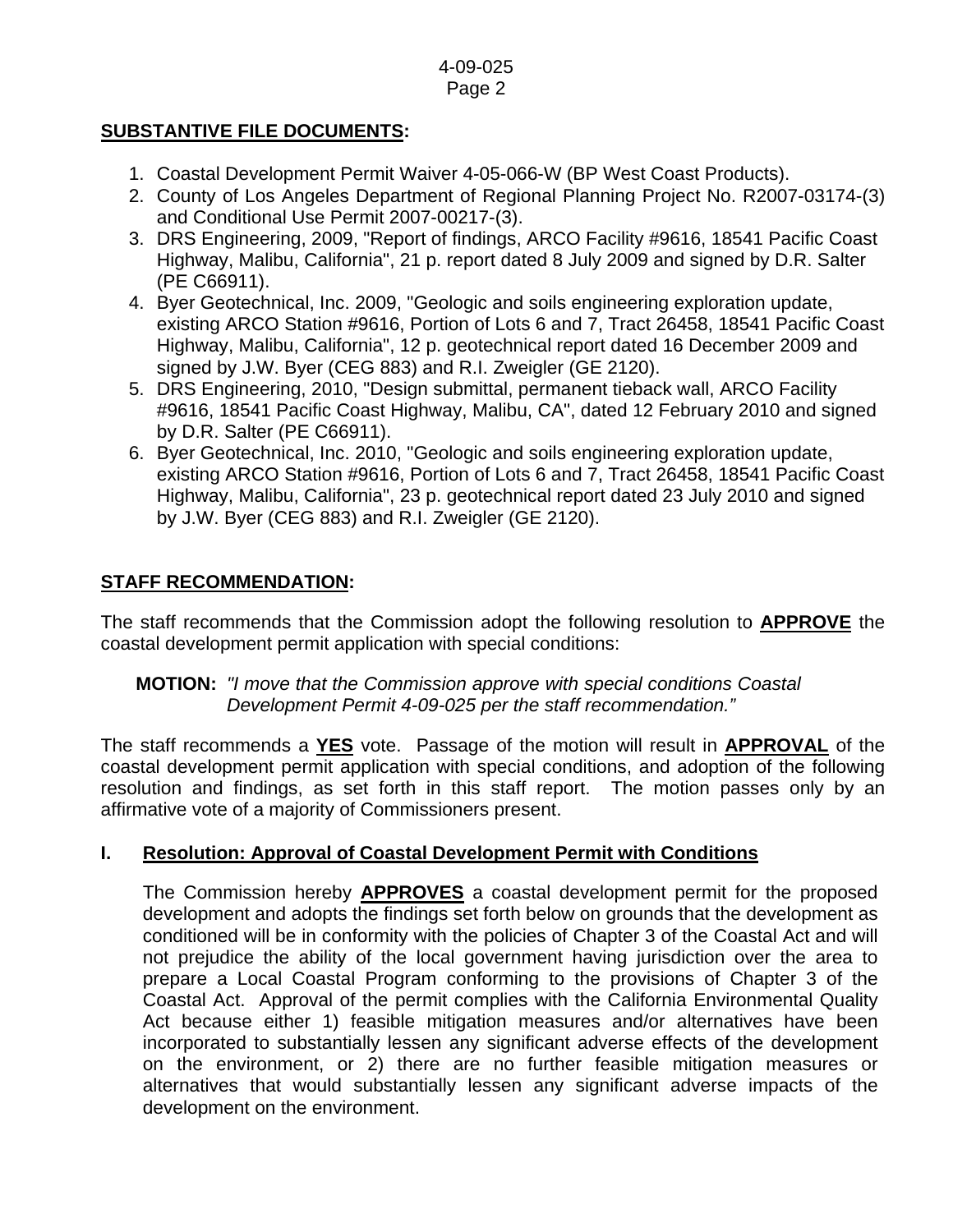**SUBSTANTIVE FILE DOCUMENTS:**

1. Coastal Development Permit Waiver 4-05-066-W (BP West Coast Products).
2. County of Los Angeles Department of Regional Planning Project No. R2007-03174-(3) and Conditional Use Permit 2007-00217-(3).
3. DRS Engineering, 2009, "Report of findings, ARCO Facility #9616, 18541 Pacific Coast Highway, Malibu, California", 21 p. report dated 8 July 2009 and signed by D.R. Salter (PE C66911).
4. Byer Geotechnical, Inc. 2009, "Geologic and soils engineering exploration update, existing ARCO Station #9616, Portion of Lots 6 and 7, Tract 26458, 18541 Pacific Coast Highway, Malibu, California", 12 p. geotechnical report dated 16 December 2009 and signed by J.W. Byer (CEG 883) and R.I. Zweigler (GE 2120).
5. DRS Engineering, 2010, "Design submittal, permanent tieback wall, ARCO Facility #9616, 18541 Pacific Coast Highway, Malibu, CA", dated 12 February 2010 and signed by D.R. Salter (PE C66911).
6. Byer Geotechnical, Inc. 2010, "Geologic and soils engineering exploration update, existing ARCO Station #9616, Portion of Lots 6 and 7, Tract 26458, 18541 Pacific Coast Highway, Malibu, California", 23 p. geotechnical report dated 23 July 2010 and signed by J.W. Byer (CEG 883) and R.I. Zweigler (GE 2120).

**STAFF RECOMMENDATION:**

The staff recommends that the Commission adopt the following resolution to **APPROVE** the coastal development permit application with special conditions:

**MOTION:** *"I move that the Commission approve with special conditions Coastal Development Permit 4-09-025 per the staff recommendation."*

The staff recommends a **YES** vote. Passage of the motion will result in **APPROVAL** of the coastal development permit application with special conditions, and adoption of the following resolution and findings, as set forth in this staff report. The motion passes only by an affirmative vote of a majority of Commissioners present.

## I. Resolution: Approval of Coastal Development Permit with Conditions

The Commission hereby **APPROVES** a coastal development permit for the proposed development and adopts the findings set forth below on grounds that the development as conditioned will be in conformity with the policies of Chapter 3 of the Coastal Act and will not prejudice the ability of the local government having jurisdiction over the area to prepare a Local Coastal Program conforming to the provisions of Chapter 3 of the Coastal Act. Approval of the permit complies with the California Environmental Quality Act because either 1) feasible mitigation measures and/or alternatives have been incorporated to substantially lessen any significant adverse effects of the development on the environment, or 2) there are no further feasible mitigation measures or alternatives that would substantially lessen any significant adverse impacts of the development on the environment.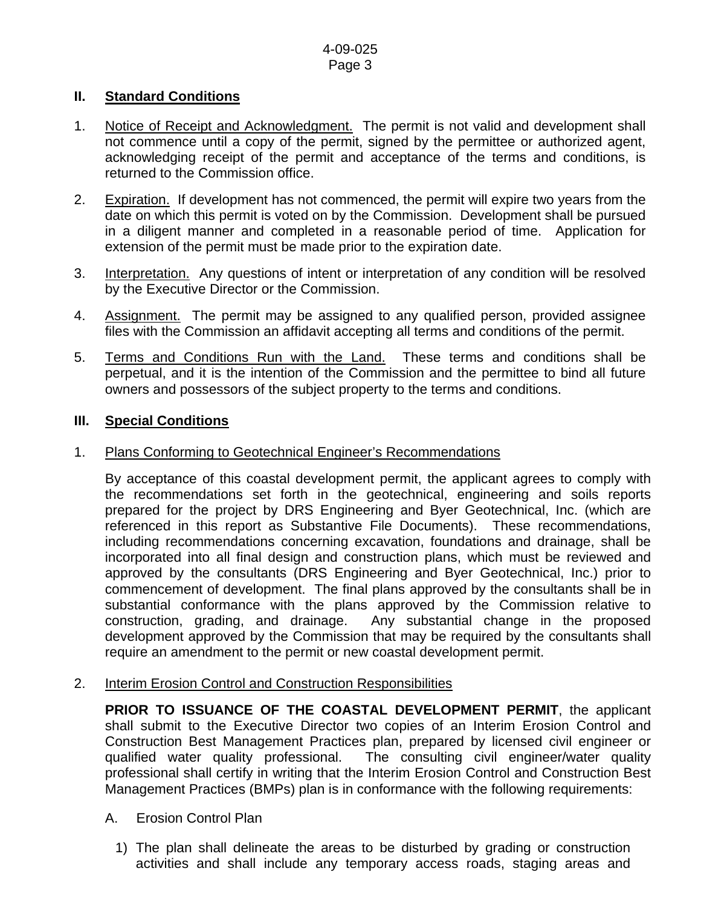## II. Standard Conditions

1. Notice of Receipt and Acknowledgment. The permit is not valid and development shall not commence until a copy of the permit, signed by the permittee or authorized agent, acknowledging receipt of the permit and acceptance of the terms and conditions, is returned to the Commission office.

2. Expiration. If development has not commenced, the permit will expire two years from the date on which this permit is voted on by the Commission. Development shall be pursued in a diligent manner and completed in a reasonable period of time. Application for extension of the permit must be made prior to the expiration date.

3. Interpretation. Any questions of intent or interpretation of any condition will be resolved by the Executive Director or the Commission.

4. Assignment. The permit may be assigned to any qualified person, provided assignee files with the Commission an affidavit accepting all terms and conditions of the permit.

5. Terms and Conditions Run with the Land. These terms and conditions shall be perpetual, and it is the intention of the Commission and the permittee to bind all future owners and possessors of the subject property to the terms and conditions.

## III. Special Conditions

1. Plans Conforming to Geotechnical Engineer's Recommendations

   By acceptance of this coastal development permit, the applicant agrees to comply with the recommendations set forth in the geotechnical, engineering and soils reports prepared for the project by DRS Engineering and Byer Geotechnical, Inc. (which are referenced in this report as Substantive File Documents). These recommendations, including recommendations concerning excavation, foundations and drainage, shall be incorporated into all final design and construction plans, which must be reviewed and approved by the consultants (DRS Engineering and Byer Geotechnical, Inc.) prior to commencement of development. The final plans approved by the consultants shall be in substantial conformance with the plans approved by the Commission relative to construction, grading, and drainage. Any substantial change in the proposed development approved by the Commission that may be required by the consultants shall require an amendment to the permit or new coastal development permit.

2. Interim Erosion Control and Construction Responsibilities

   **PRIOR TO ISSUANCE OF THE COASTAL DEVELOPMENT PERMIT**, the applicant shall submit to the Executive Director two copies of an Interim Erosion Control and Construction Best Management Practices plan, prepared by licensed civil engineer or qualified water quality professional. The consulting civil engineer/water quality professional shall certify in writing that the Interim Erosion Control and Construction Best Management Practices (BMPs) plan is in conformance with the following requirements:

   A. Erosion Control Plan

      1) The plan shall delineate the areas to be disturbed by grading or construction activities and shall include any temporary access roads, staging areas and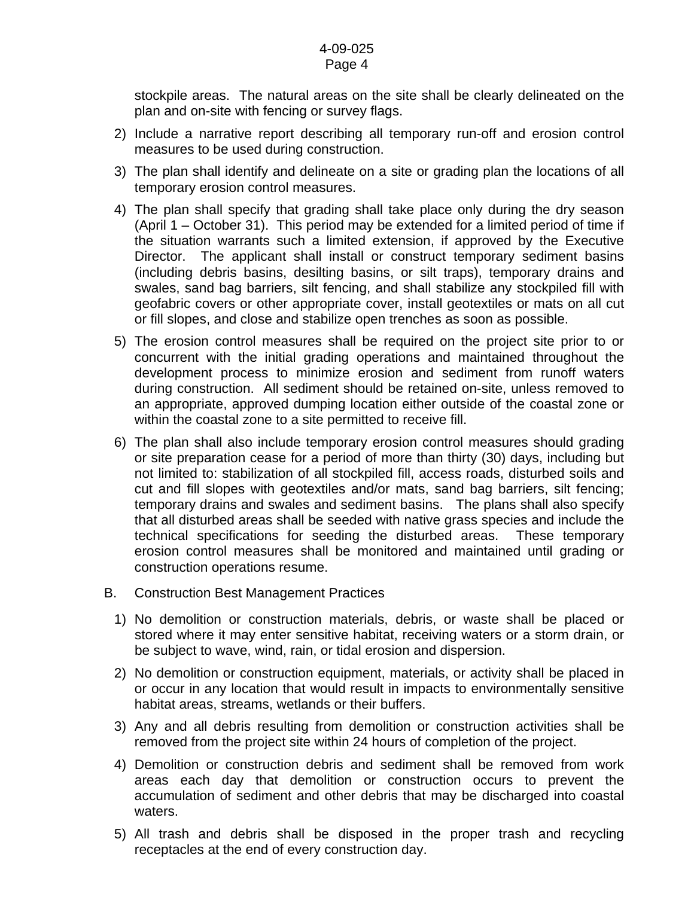stockpile areas. The natural areas on the site shall be clearly delineated on the plan and on-site with fencing or survey flags.

2) Include a narrative report describing all temporary run-off and erosion control measures to be used during construction.

3) The plan shall identify and delineate on a site or grading plan the locations of all temporary erosion control measures.

4) The plan shall specify that grading shall take place only during the dry season (April 1 – October 31). This period may be extended for a limited period of time if the situation warrants such a limited extension, if approved by the Executive Director. The applicant shall install or construct temporary sediment basins (including debris basins, desilting basins, or silt traps), temporary drains and swales, sand bag barriers, silt fencing, and shall stabilize any stockpiled fill with geofabric covers or other appropriate cover, install geotextiles or mats on all cut or fill slopes, and close and stabilize open trenches as soon as possible.

5) The erosion control measures shall be required on the project site prior to or concurrent with the initial grading operations and maintained throughout the development process to minimize erosion and sediment from runoff waters during construction. All sediment should be retained on-site, unless removed to an appropriate, approved dumping location either outside of the coastal zone or within the coastal zone to a site permitted to receive fill.

6) The plan shall also include temporary erosion control measures should grading or site preparation cease for a period of more than thirty (30) days, including but not limited to: stabilization of all stockpiled fill, access roads, disturbed soils and cut and fill slopes with geotextiles and/or mats, sand bag barriers, silt fencing; temporary drains and swales and sediment basins. The plans shall also specify that all disturbed areas shall be seeded with native grass species and include the technical specifications for seeding the disturbed areas. These temporary erosion control measures shall be monitored and maintained until grading or construction operations resume.

B. Construction Best Management Practices

1) No demolition or construction materials, debris, or waste shall be placed or stored where it may enter sensitive habitat, receiving waters or a storm drain, or be subject to wave, wind, rain, or tidal erosion and dispersion.

2) No demolition or construction equipment, materials, or activity shall be placed in or occur in any location that would result in impacts to environmentally sensitive habitat areas, streams, wetlands or their buffers.

3) Any and all debris resulting from demolition or construction activities shall be removed from the project site within 24 hours of completion of the project.

4) Demolition or construction debris and sediment shall be removed from work areas each day that demolition or construction occurs to prevent the accumulation of sediment and other debris that may be discharged into coastal waters.

5) All trash and debris shall be disposed in the proper trash and recycling receptacles at the end of every construction day.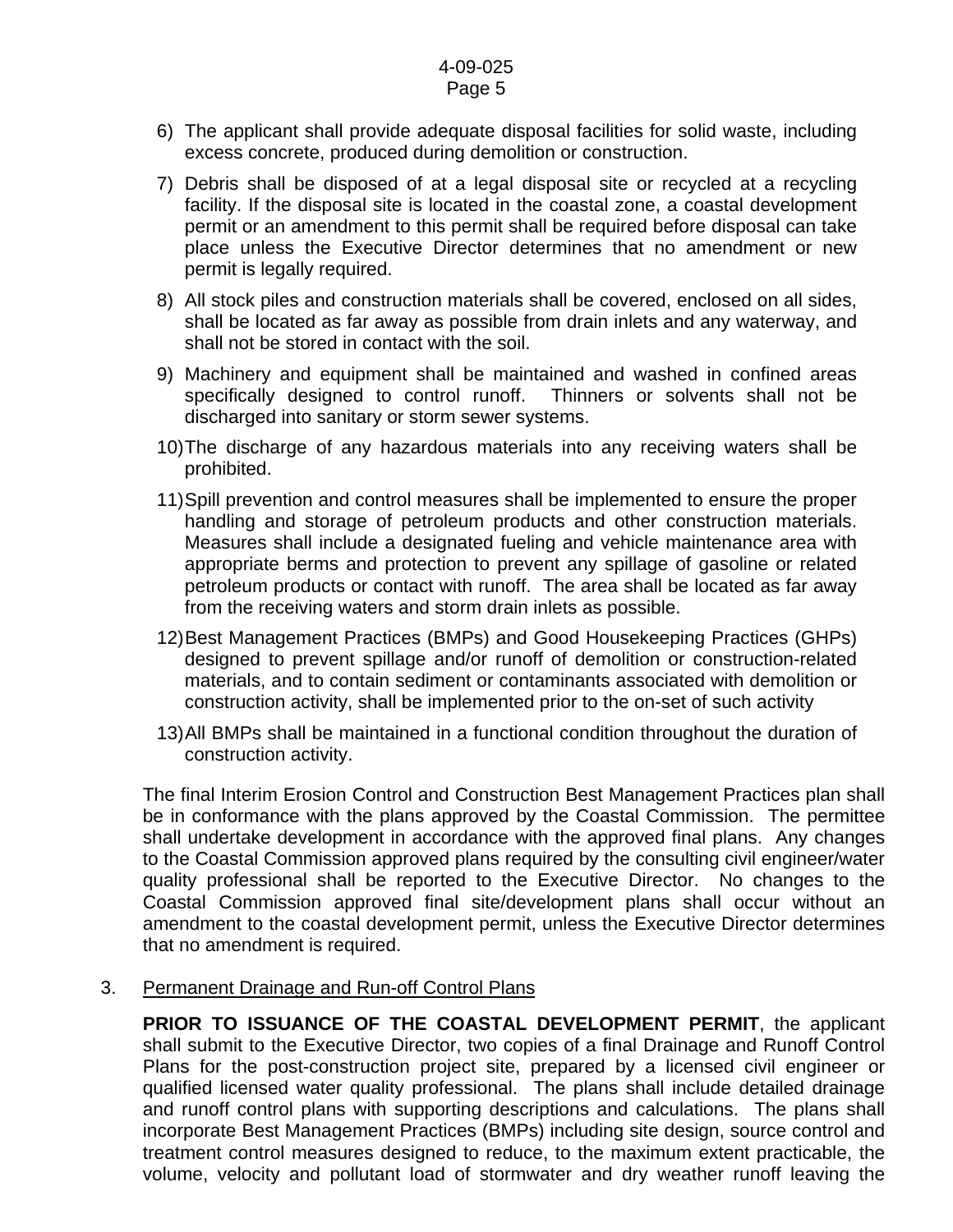6) The applicant shall provide adequate disposal facilities for solid waste, including excess concrete, produced during demolition or construction.

7) Debris shall be disposed of at a legal disposal site or recycled at a recycling facility. If the disposal site is located in the coastal zone, a coastal development permit or an amendment to this permit shall be required before disposal can take place unless the Executive Director determines that no amendment or new permit is legally required.

8) All stock piles and construction materials shall be covered, enclosed on all sides, shall be located as far away as possible from drain inlets and any waterway, and shall not be stored in contact with the soil.

9) Machinery and equipment shall be maintained and washed in confined areas specifically designed to control runoff. Thinners or solvents shall not be discharged into sanitary or storm sewer systems.

10) The discharge of any hazardous materials into any receiving waters shall be prohibited.

11) Spill prevention and control measures shall be implemented to ensure the proper handling and storage of petroleum products and other construction materials. Measures shall include a designated fueling and vehicle maintenance area with appropriate berms and protection to prevent any spillage of gasoline or related petroleum products or contact with runoff. The area shall be located as far away from the receiving waters and storm drain inlets as possible.

12) Best Management Practices (BMPs) and Good Housekeeping Practices (GHPs) designed to prevent spillage and/or runoff of demolition or construction-related materials, and to contain sediment or contaminants associated with demolition or construction activity, shall be implemented prior to the on-set of such activity

13) All BMPs shall be maintained in a functional condition throughout the duration of construction activity.

The final Interim Erosion Control and Construction Best Management Practices plan shall be in conformance with the plans approved by the Coastal Commission. The permittee shall undertake development in accordance with the approved final plans. Any changes to the Coastal Commission approved plans required by the consulting civil engineer/water quality professional shall be reported to the Executive Director. No changes to the Coastal Commission approved final site/development plans shall occur without an amendment to the coastal development permit, unless the Executive Director determines that no amendment is required.

3. Permanent Drainage and Run-off Control Plans

**PRIOR TO ISSUANCE OF THE COASTAL DEVELOPMENT PERMIT**, the applicant shall submit to the Executive Director, two copies of a final Drainage and Runoff Control Plans for the post-construction project site, prepared by a licensed civil engineer or qualified licensed water quality professional. The plans shall include detailed drainage and runoff control plans with supporting descriptions and calculations. The plans shall incorporate Best Management Practices (BMPs) including site design, source control and treatment control measures designed to reduce, to the maximum extent practicable, the volume, velocity and pollutant load of stormwater and dry weather runoff leaving the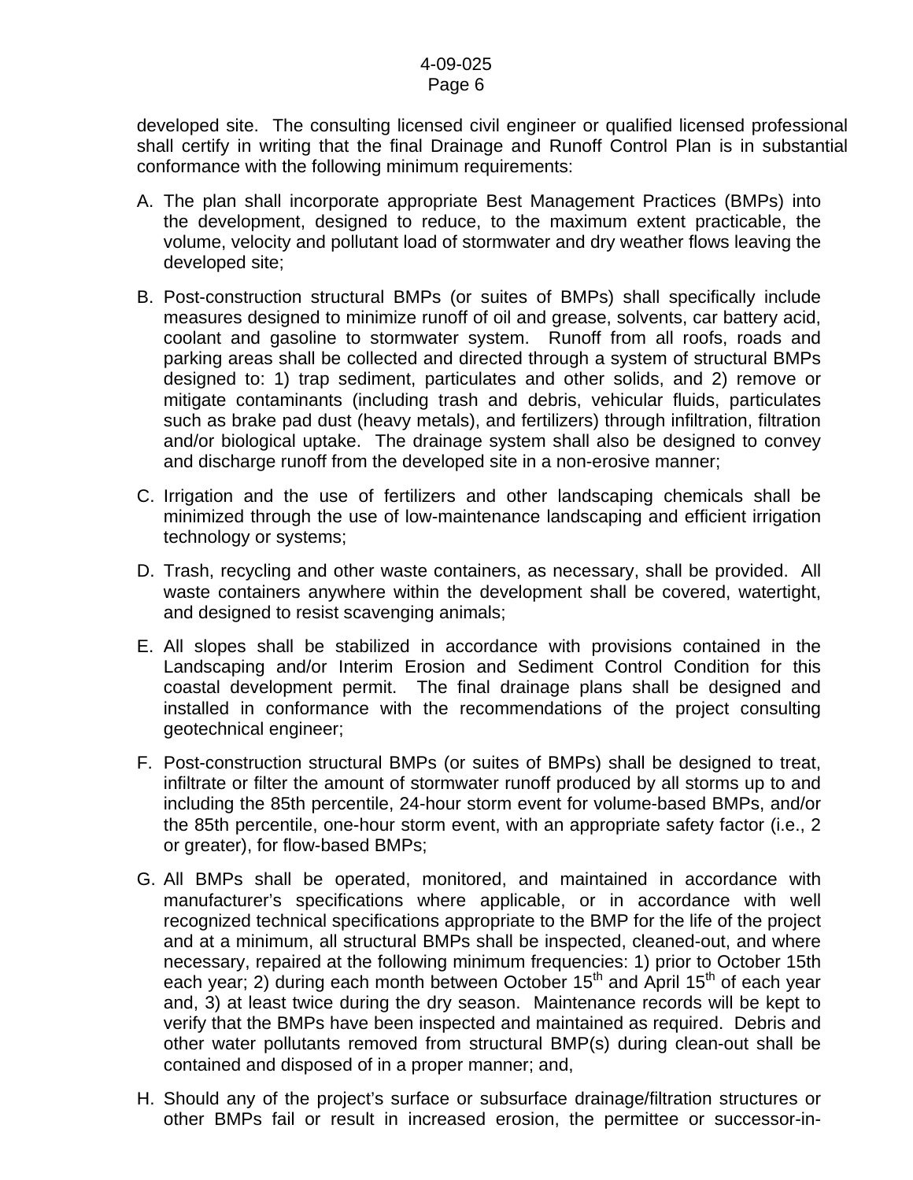developed site. The consulting licensed civil engineer or qualified licensed professional shall certify in writing that the final Drainage and Runoff Control Plan is in substantial conformance with the following minimum requirements:

A. The plan shall incorporate appropriate Best Management Practices (BMPs) into the development, designed to reduce, to the maximum extent practicable, the volume, velocity and pollutant load of stormwater and dry weather flows leaving the developed site;

B. Post-construction structural BMPs (or suites of BMPs) shall specifically include measures designed to minimize runoff of oil and grease, solvents, car battery acid, coolant and gasoline to stormwater system. Runoff from all roofs, roads and parking areas shall be collected and directed through a system of structural BMPs designed to: 1) trap sediment, particulates and other solids, and 2) remove or mitigate contaminants (including trash and debris, vehicular fluids, particulates such as brake pad dust (heavy metals), and fertilizers) through infiltration, filtration and/or biological uptake. The drainage system shall also be designed to convey and discharge runoff from the developed site in a non-erosive manner;

C. Irrigation and the use of fertilizers and other landscaping chemicals shall be minimized through the use of low-maintenance landscaping and efficient irrigation technology or systems;

D. Trash, recycling and other waste containers, as necessary, shall be provided. All waste containers anywhere within the development shall be covered, watertight, and designed to resist scavenging animals;

E. All slopes shall be stabilized in accordance with provisions contained in the Landscaping and/or Interim Erosion and Sediment Control Condition for this coastal development permit. The final drainage plans shall be designed and installed in conformance with the recommendations of the project consulting geotechnical engineer;

F. Post-construction structural BMPs (or suites of BMPs) shall be designed to treat, infiltrate or filter the amount of stormwater runoff produced by all storms up to and including the 85th percentile, 24-hour storm event for volume-based BMPs, and/or the 85th percentile, one-hour storm event, with an appropriate safety factor (i.e., 2 or greater), for flow-based BMPs;

G. All BMPs shall be operated, monitored, and maintained in accordance with manufacturer's specifications where applicable, or in accordance with well recognized technical specifications appropriate to the BMP for the life of the project and at a minimum, all structural BMPs shall be inspected, cleaned-out, and where necessary, repaired at the following minimum frequencies: 1) prior to October 15th each year; 2) during each month between October 15th and April 15th of each year and, 3) at least twice during the dry season. Maintenance records will be kept to verify that the BMPs have been inspected and maintained as required. Debris and other water pollutants removed from structural BMP(s) during clean-out shall be contained and disposed of in a proper manner; and,

H. Should any of the project's surface or subsurface drainage/filtration structures or other BMPs fail or result in increased erosion, the permittee or successor-in-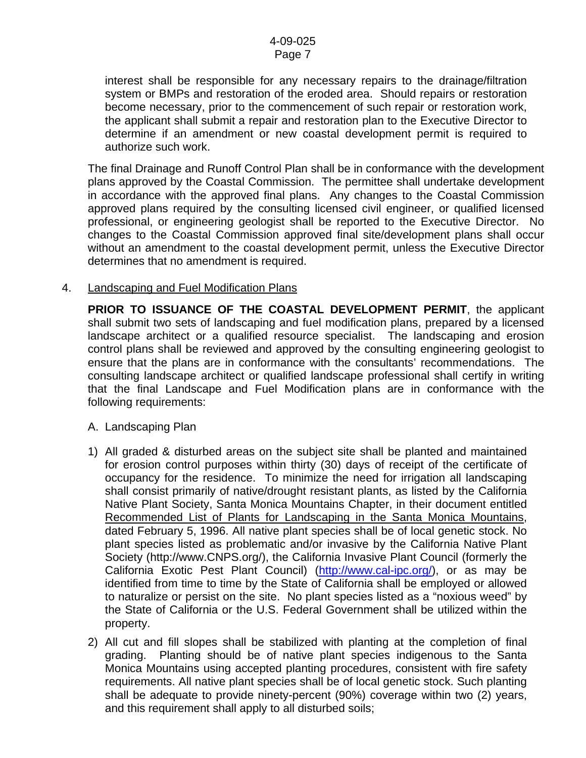interest shall be responsible for any necessary repairs to the drainage/filtration system or BMPs and restoration of the eroded area. Should repairs or restoration become necessary, prior to the commencement of such repair or restoration work, the applicant shall submit a repair and restoration plan to the Executive Director to determine if an amendment or new coastal development permit is required to authorize such work.

The final Drainage and Runoff Control Plan shall be in conformance with the development plans approved by the Coastal Commission. The permittee shall undertake development in accordance with the approved final plans. Any changes to the Coastal Commission approved plans required by the consulting licensed civil engineer, or qualified licensed professional, or engineering geologist shall be reported to the Executive Director. No changes to the Coastal Commission approved final site/development plans shall occur without an amendment to the coastal development permit, unless the Executive Director determines that no amendment is required.

4. Landscaping and Fuel Modification Plans

**PRIOR TO ISSUANCE OF THE COASTAL DEVELOPMENT PERMIT**, the applicant shall submit two sets of landscaping and fuel modification plans, prepared by a licensed landscape architect or a qualified resource specialist. The landscaping and erosion control plans shall be reviewed and approved by the consulting engineering geologist to ensure that the plans are in conformance with the consultants' recommendations. The consulting landscape architect or qualified landscape professional shall certify in writing that the final Landscape and Fuel Modification plans are in conformance with the following requirements:

A. Landscaping Plan

1) All graded & disturbed areas on the subject site shall be planted and maintained for erosion control purposes within thirty (30) days of receipt of the certificate of occupancy for the residence. To minimize the need for irrigation all landscaping shall consist primarily of native/drought resistant plants, as listed by the California Native Plant Society, Santa Monica Mountains Chapter, in their document entitled Recommended List of Plants for Landscaping in the Santa Monica Mountains, dated February 5, 1996. All native plant species shall be of local genetic stock. No plant species listed as problematic and/or invasive by the California Native Plant Society (http://www.CNPS.org/), the California Invasive Plant Council (formerly the California Exotic Pest Plant Council) (http://www.cal-ipc.org/), or as may be identified from time to time by the State of California shall be employed or allowed to naturalize or persist on the site. No plant species listed as a "noxious weed" by the State of California or the U.S. Federal Government shall be utilized within the property.

2) All cut and fill slopes shall be stabilized with planting at the completion of final grading. Planting should be of native plant species indigenous to the Santa Monica Mountains using accepted planting procedures, consistent with fire safety requirements. All native plant species shall be of local genetic stock. Such planting shall be adequate to provide ninety-percent (90%) coverage within two (2) years, and this requirement shall apply to all disturbed soils;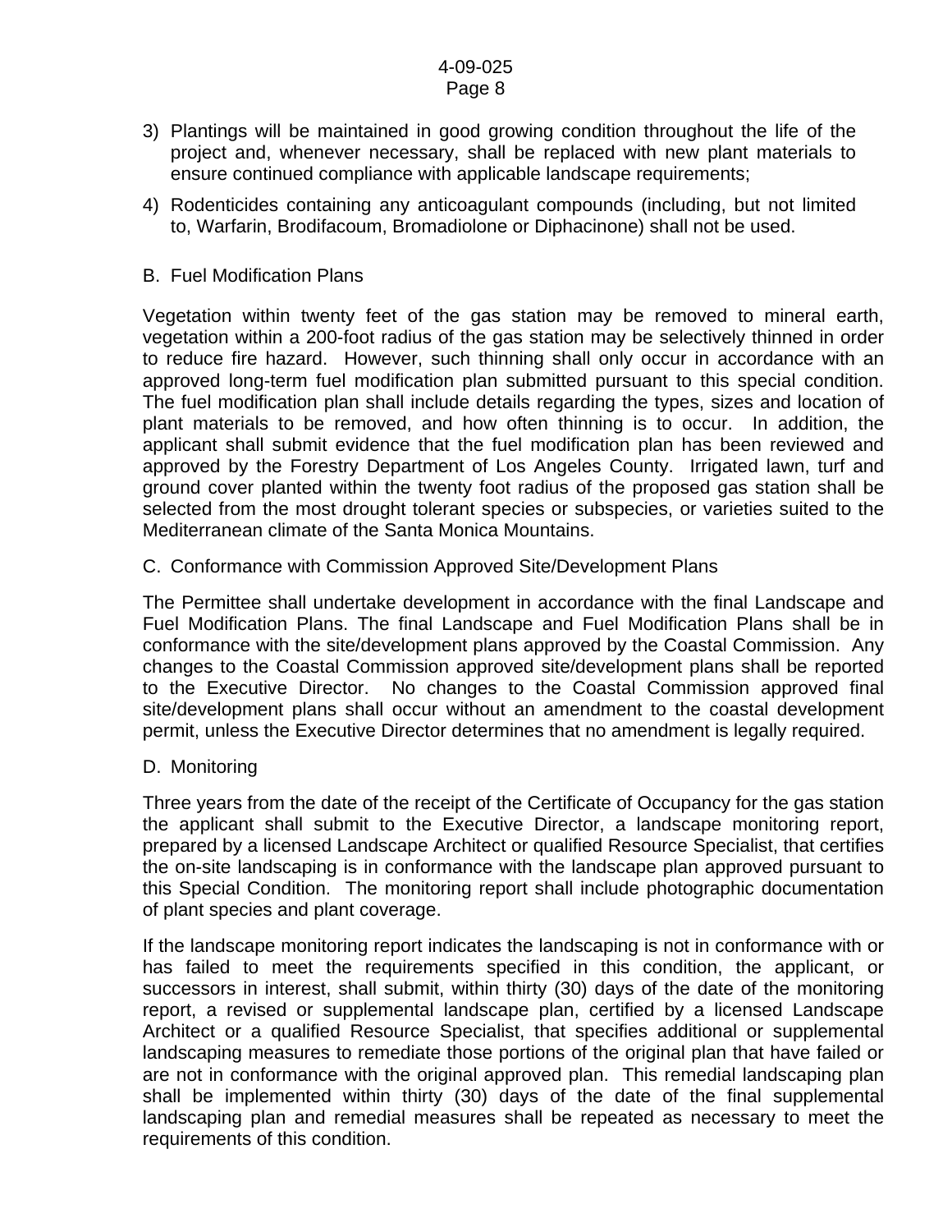3) Plantings will be maintained in good growing condition throughout the life of the project and, whenever necessary, shall be replaced with new plant materials to ensure continued compliance with applicable landscape requirements;

4) Rodenticides containing any anticoagulant compounds (including, but not limited to, Warfarin, Brodifacoum, Bromadiolone or Diphacinone) shall not be used.

B. Fuel Modification Plans

Vegetation within twenty feet of the gas station may be removed to mineral earth, vegetation within a 200-foot radius of the gas station may be selectively thinned in order to reduce fire hazard. However, such thinning shall only occur in accordance with an approved long-term fuel modification plan submitted pursuant to this special condition. The fuel modification plan shall include details regarding the types, sizes and location of plant materials to be removed, and how often thinning is to occur. In addition, the applicant shall submit evidence that the fuel modification plan has been reviewed and approved by the Forestry Department of Los Angeles County. Irrigated lawn, turf and ground cover planted within the twenty foot radius of the proposed gas station shall be selected from the most drought tolerant species or subspecies, or varieties suited to the Mediterranean climate of the Santa Monica Mountains.

C. Conformance with Commission Approved Site/Development Plans

The Permittee shall undertake development in accordance with the final Landscape and Fuel Modification Plans. The final Landscape and Fuel Modification Plans shall be in conformance with the site/development plans approved by the Coastal Commission. Any changes to the Coastal Commission approved site/development plans shall be reported to the Executive Director. No changes to the Coastal Commission approved final site/development plans shall occur without an amendment to the coastal development permit, unless the Executive Director determines that no amendment is legally required.

D. Monitoring

Three years from the date of the receipt of the Certificate of Occupancy for the gas station the applicant shall submit to the Executive Director, a landscape monitoring report, prepared by a licensed Landscape Architect or qualified Resource Specialist, that certifies the on-site landscaping is in conformance with the landscape plan approved pursuant to this Special Condition. The monitoring report shall include photographic documentation of plant species and plant coverage.

If the landscape monitoring report indicates the landscaping is not in conformance with or has failed to meet the requirements specified in this condition, the applicant, or successors in interest, shall submit, within thirty (30) days of the date of the monitoring report, a revised or supplemental landscape plan, certified by a licensed Landscape Architect or a qualified Resource Specialist, that specifies additional or supplemental landscaping measures to remediate those portions of the original plan that have failed or are not in conformance with the original approved plan. This remedial landscaping plan shall be implemented within thirty (30) days of the date of the final supplemental landscaping plan and remedial measures shall be repeated as necessary to meet the requirements of this condition.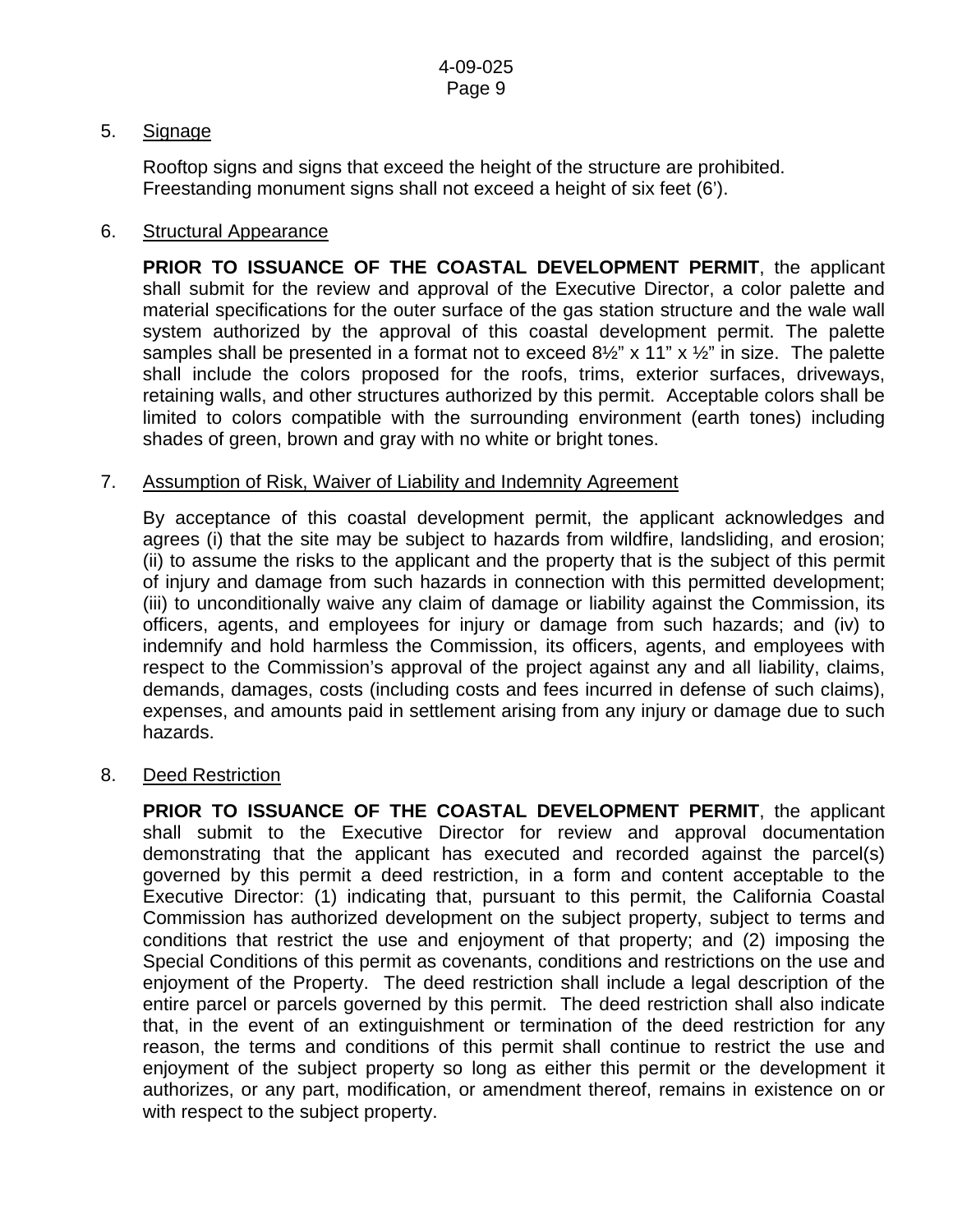5. Signage

   Rooftop signs and signs that exceed the height of the structure are prohibited. Freestanding monument signs shall not exceed a height of six feet (6').

6. Structural Appearance

   **PRIOR TO ISSUANCE OF THE COASTAL DEVELOPMENT PERMIT**, the applicant shall submit for the review and approval of the Executive Director, a color palette and material specifications for the outer surface of the gas station structure and the wale wall system authorized by the approval of this coastal development permit. The palette samples shall be presented in a format not to exceed 8½" x 11" x ½" in size. The palette shall include the colors proposed for the roofs, trims, exterior surfaces, driveways, retaining walls, and other structures authorized by this permit. Acceptable colors shall be limited to colors compatible with the surrounding environment (earth tones) including shades of green, brown and gray with no white or bright tones.

7. Assumption of Risk, Waiver of Liability and Indemnity Agreement

   By acceptance of this coastal development permit, the applicant acknowledges and agrees (i) that the site may be subject to hazards from wildfire, landsliding, and erosion; (ii) to assume the risks to the applicant and the property that is the subject of this permit of injury and damage from such hazards in connection with this permitted development; (iii) to unconditionally waive any claim of damage or liability against the Commission, its officers, agents, and employees for injury or damage from such hazards; and (iv) to indemnify and hold harmless the Commission, its officers, agents, and employees with respect to the Commission's approval of the project against any and all liability, claims, demands, damages, costs (including costs and fees incurred in defense of such claims), expenses, and amounts paid in settlement arising from any injury or damage due to such hazards.

8. Deed Restriction

   **PRIOR TO ISSUANCE OF THE COASTAL DEVELOPMENT PERMIT**, the applicant shall submit to the Executive Director for review and approval documentation demonstrating that the applicant has executed and recorded against the parcel(s) governed by this permit a deed restriction, in a form and content acceptable to the Executive Director: (1) indicating that, pursuant to this permit, the California Coastal Commission has authorized development on the subject property, subject to terms and conditions that restrict the use and enjoyment of that property; and (2) imposing the Special Conditions of this permit as covenants, conditions and restrictions on the use and enjoyment of the Property. The deed restriction shall include a legal description of the entire parcel or parcels governed by this permit. The deed restriction shall also indicate that, in the event of an extinguishment or termination of the deed restriction for any reason, the terms and conditions of this permit shall continue to restrict the use and enjoyment of the subject property so long as either this permit or the development it authorizes, or any part, modification, or amendment thereof, remains in existence on or with respect to the subject property.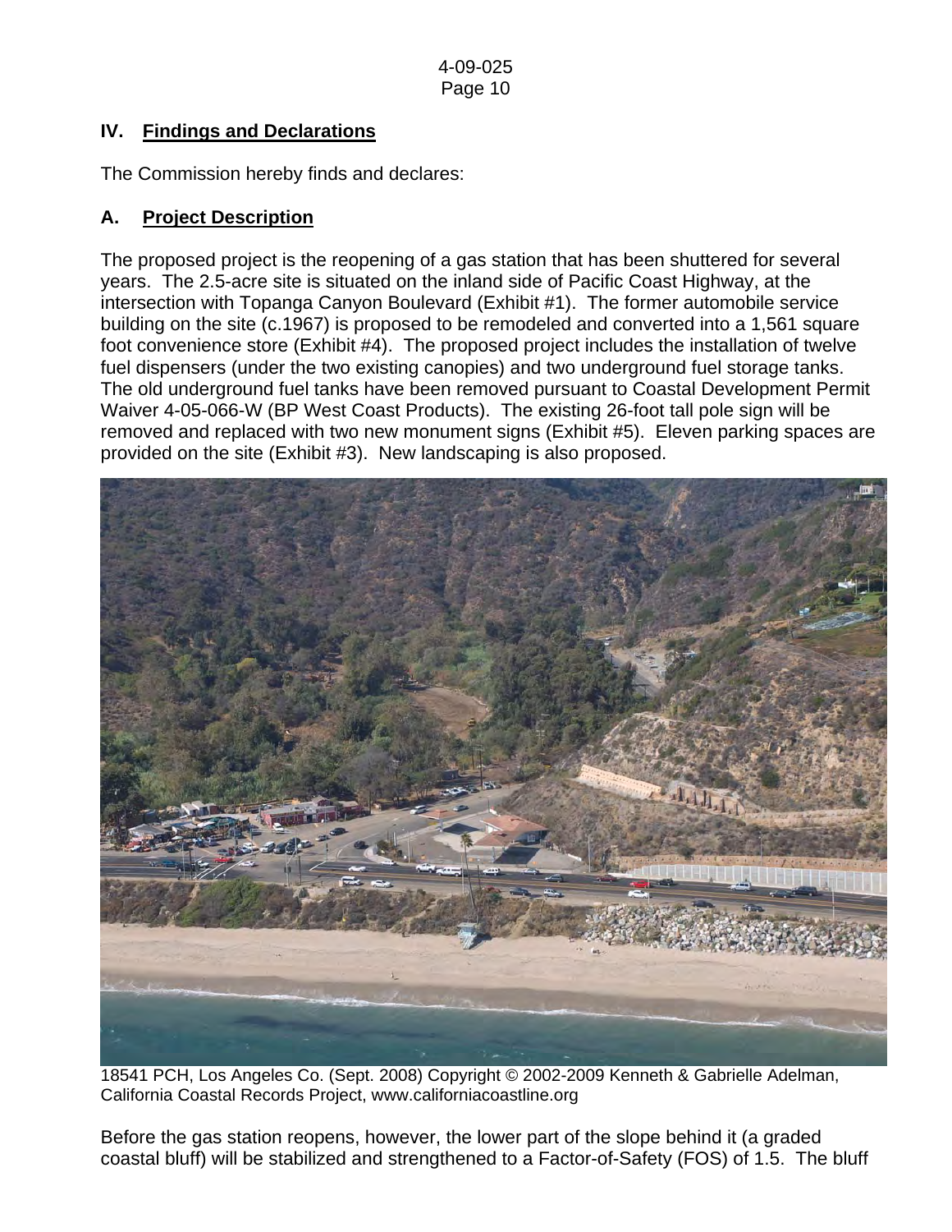## IV. Findings and Declarations

The Commission hereby finds and declares:

### A. Project Description

The proposed project is the reopening of a gas station that has been shuttered for several years. The 2.5-acre site is situated on the inland side of Pacific Coast Highway, at the intersection with Topanga Canyon Boulevard (Exhibit #1). The former automobile service building on the site (c.1967) is proposed to be remodeled and converted into a 1,561 square foot convenience store (Exhibit #4). The proposed project includes the installation of twelve fuel dispensers (under the two existing canopies) and two underground fuel storage tanks. The old underground fuel tanks have been removed pursuant to Coastal Development Permit Waiver 4-05-066-W (BP West Coast Products). The existing 26-foot tall pole sign will be removed and replaced with two new monument signs (Exhibit #5). Eleven parking spaces are provided on the site (Exhibit #3). New landscaping is also proposed.

18541 PCH, Los Angeles Co. (Sept. 2008) Copyright © 2002-2009 Kenneth & Gabrielle Adelman, California Coastal Records Project, www.californiacoastline.org

Before the gas station reopens, however, the lower part of the slope behind it (a graded coastal bluff) will be stabilized and strengthened to a Factor-of-Safety (FOS) of 1.5. The bluff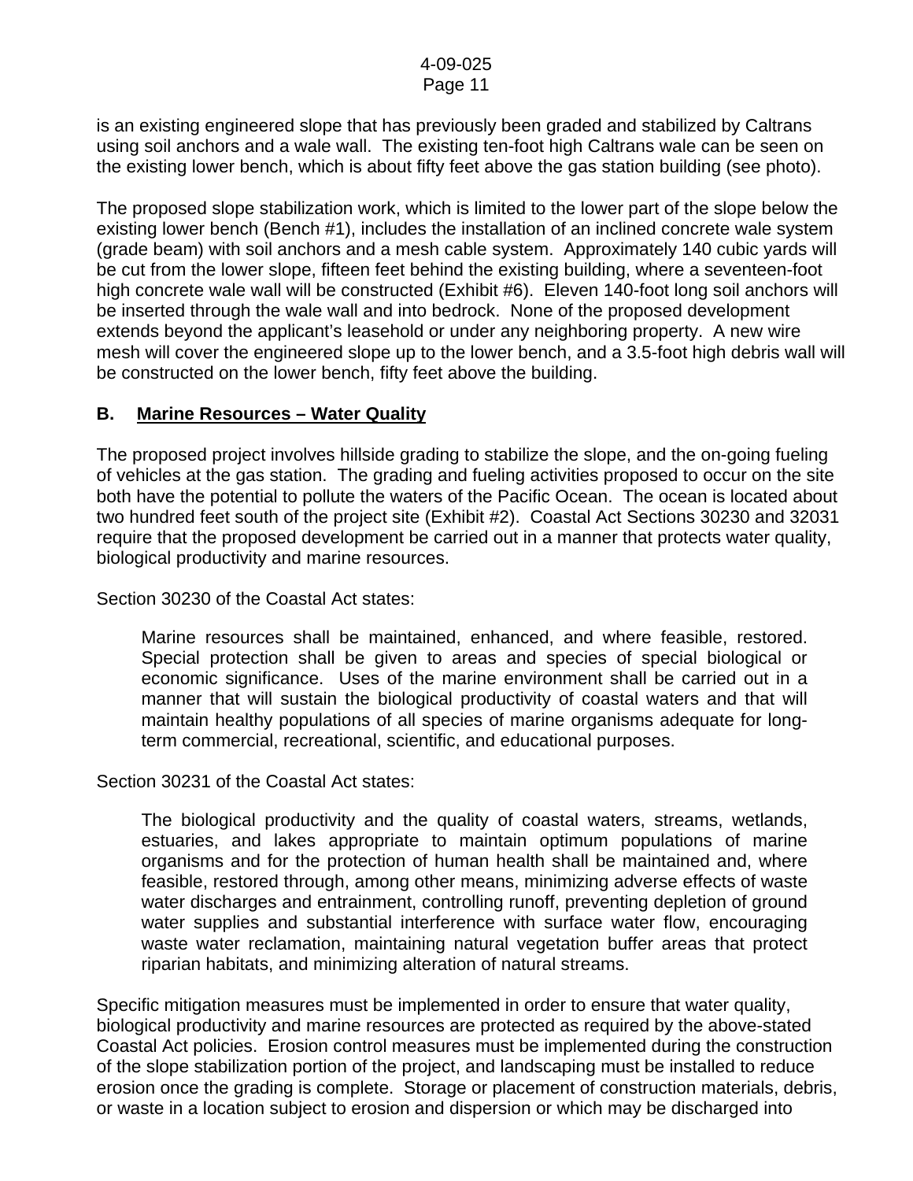is an existing engineered slope that has previously been graded and stabilized by Caltrans using soil anchors and a wale wall. The existing ten-foot high Caltrans wale can be seen on the existing lower bench, which is about fifty feet above the gas station building (see photo).

The proposed slope stabilization work, which is limited to the lower part of the slope below the existing lower bench (Bench #1), includes the installation of an inclined concrete wale system (grade beam) with soil anchors and a mesh cable system. Approximately 140 cubic yards will be cut from the lower slope, fifteen feet behind the existing building, where a seventeen-foot high concrete wale wall will be constructed (Exhibit #6). Eleven 140-foot long soil anchors will be inserted through the wale wall and into bedrock. None of the proposed development extends beyond the applicant's leasehold or under any neighboring property. A new wire mesh will cover the engineered slope up to the lower bench, and a 3.5-foot high debris wall will be constructed on the lower bench, fifty feet above the building.

## B. Marine Resources – Water Quality

The proposed project involves hillside grading to stabilize the slope, and the on-going fueling of vehicles at the gas station. The grading and fueling activities proposed to occur on the site both have the potential to pollute the waters of the Pacific Ocean. The ocean is located about two hundred feet south of the project site (Exhibit #2). Coastal Act Sections 30230 and 32031 require that the proposed development be carried out in a manner that protects water quality, biological productivity and marine resources.

Section 30230 of the Coastal Act states:

> Marine resources shall be maintained, enhanced, and where feasible, restored. Special protection shall be given to areas and species of special biological or economic significance. Uses of the marine environment shall be carried out in a manner that will sustain the biological productivity of coastal waters and that will maintain healthy populations of all species of marine organisms adequate for long-term commercial, recreational, scientific, and educational purposes.

Section 30231 of the Coastal Act states:

> The biological productivity and the quality of coastal waters, streams, wetlands, estuaries, and lakes appropriate to maintain optimum populations of marine organisms and for the protection of human health shall be maintained and, where feasible, restored through, among other means, minimizing adverse effects of waste water discharges and entrainment, controlling runoff, preventing depletion of ground water supplies and substantial interference with surface water flow, encouraging waste water reclamation, maintaining natural vegetation buffer areas that protect riparian habitats, and minimizing alteration of natural streams.

Specific mitigation measures must be implemented in order to ensure that water quality, biological productivity and marine resources are protected as required by the above-stated Coastal Act policies. Erosion control measures must be implemented during the construction of the slope stabilization portion of the project, and landscaping must be installed to reduce erosion once the grading is complete. Storage or placement of construction materials, debris, or waste in a location subject to erosion and dispersion or which may be discharged into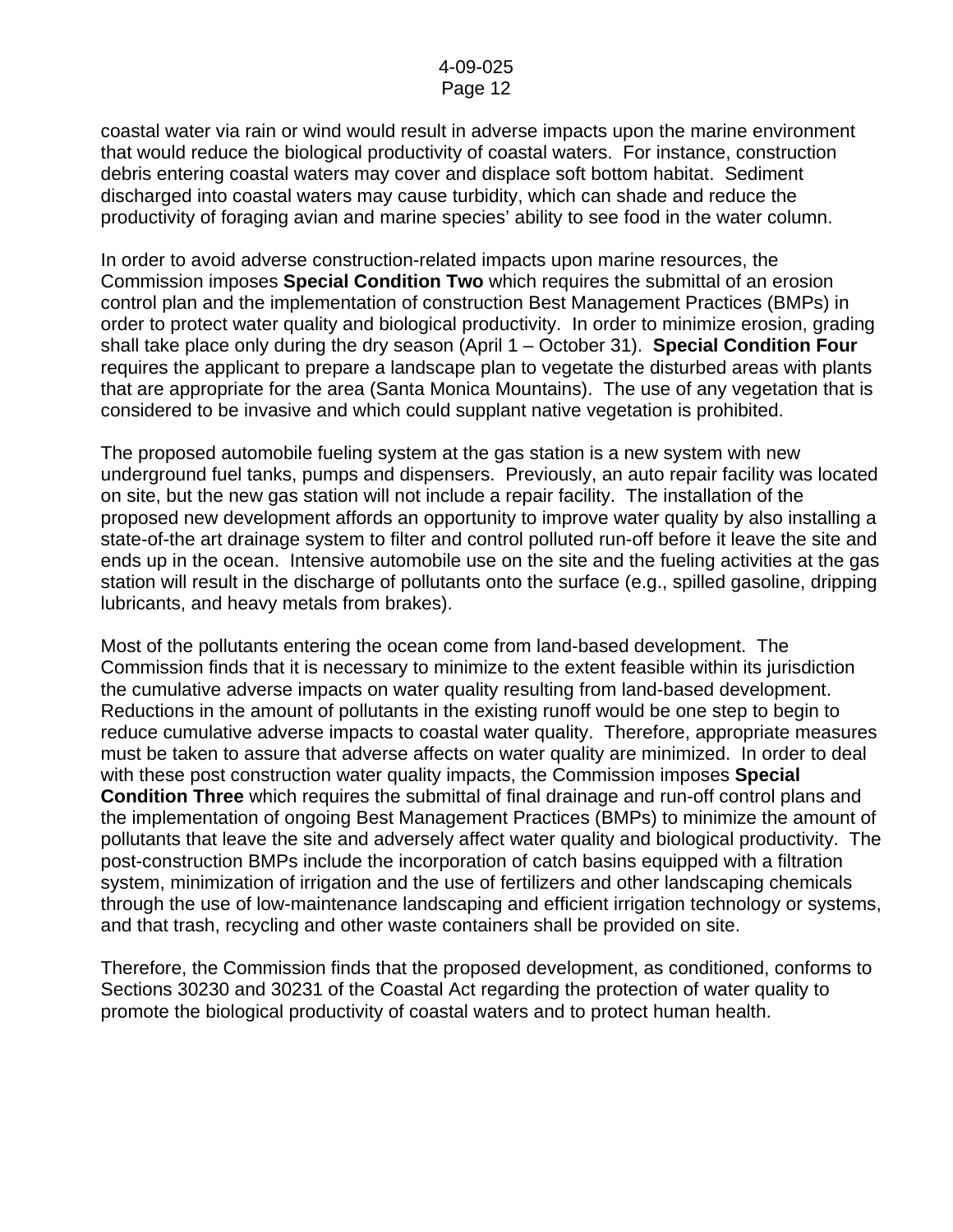coastal water via rain or wind would result in adverse impacts upon the marine environment that would reduce the biological productivity of coastal waters. For instance, construction debris entering coastal waters may cover and displace soft bottom habitat. Sediment discharged into coastal waters may cause turbidity, which can shade and reduce the productivity of foraging avian and marine species' ability to see food in the water column.

In order to avoid adverse construction-related impacts upon marine resources, the Commission imposes **Special Condition Two** which requires the submittal of an erosion control plan and the implementation of construction Best Management Practices (BMPs) in order to protect water quality and biological productivity. In order to minimize erosion, grading shall take place only during the dry season (April 1 – October 31). **Special Condition Four** requires the applicant to prepare a landscape plan to vegetate the disturbed areas with plants that are appropriate for the area (Santa Monica Mountains). The use of any vegetation that is considered to be invasive and which could supplant native vegetation is prohibited.

The proposed automobile fueling system at the gas station is a new system with new underground fuel tanks, pumps and dispensers. Previously, an auto repair facility was located on site, but the new gas station will not include a repair facility. The installation of the proposed new development affords an opportunity to improve water quality by also installing a state-of-the art drainage system to filter and control polluted run-off before it leave the site and ends up in the ocean. Intensive automobile use on the site and the fueling activities at the gas station will result in the discharge of pollutants onto the surface (e.g., spilled gasoline, dripping lubricants, and heavy metals from brakes).

Most of the pollutants entering the ocean come from land-based development. The Commission finds that it is necessary to minimize to the extent feasible within its jurisdiction the cumulative adverse impacts on water quality resulting from land-based development. Reductions in the amount of pollutants in the existing runoff would be one step to begin to reduce cumulative adverse impacts to coastal water quality. Therefore, appropriate measures must be taken to assure that adverse affects on water quality are minimized. In order to deal with these post construction water quality impacts, the Commission imposes **Special Condition Three** which requires the submittal of final drainage and run-off control plans and the implementation of ongoing Best Management Practices (BMPs) to minimize the amount of pollutants that leave the site and adversely affect water quality and biological productivity. The post-construction BMPs include the incorporation of catch basins equipped with a filtration system, minimization of irrigation and the use of fertilizers and other landscaping chemicals through the use of low-maintenance landscaping and efficient irrigation technology or systems, and that trash, recycling and other waste containers shall be provided on site.

Therefore, the Commission finds that the proposed development, as conditioned, conforms to Sections 30230 and 30231 of the Coastal Act regarding the protection of water quality to promote the biological productivity of coastal waters and to protect human health.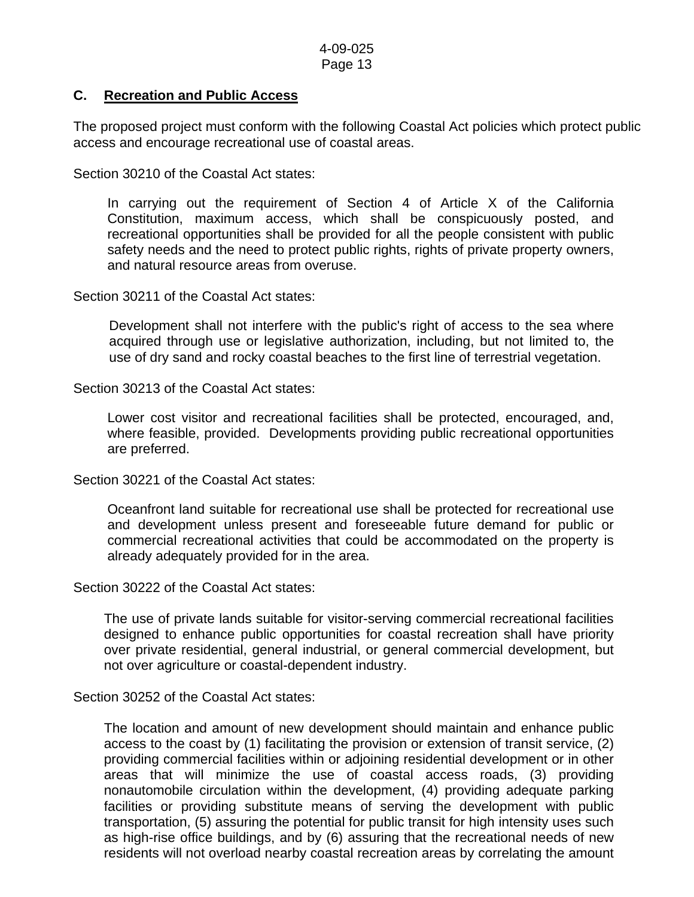### C. Recreation and Public Access

The proposed project must conform with the following Coastal Act policies which protect public access and encourage recreational use of coastal areas.

Section 30210 of the Coastal Act states:

> In carrying out the requirement of Section 4 of Article X of the California Constitution, maximum access, which shall be conspicuously posted, and recreational opportunities shall be provided for all the people consistent with public safety needs and the need to protect public rights, rights of private property owners, and natural resource areas from overuse.

Section 30211 of the Coastal Act states:

> Development shall not interfere with the public's right of access to the sea where acquired through use or legislative authorization, including, but not limited to, the use of dry sand and rocky coastal beaches to the first line of terrestrial vegetation.

Section 30213 of the Coastal Act states:

> Lower cost visitor and recreational facilities shall be protected, encouraged, and, where feasible, provided. Developments providing public recreational opportunities are preferred.

Section 30221 of the Coastal Act states:

> Oceanfront land suitable for recreational use shall be protected for recreational use and development unless present and foreseeable future demand for public or commercial recreational activities that could be accommodated on the property is already adequately provided for in the area.

Section 30222 of the Coastal Act states:

> The use of private lands suitable for visitor-serving commercial recreational facilities designed to enhance public opportunities for coastal recreation shall have priority over private residential, general industrial, or general commercial development, but not over agriculture or coastal-dependent industry.

Section 30252 of the Coastal Act states:

> The location and amount of new development should maintain and enhance public access to the coast by (1) facilitating the provision or extension of transit service, (2) providing commercial facilities within or adjoining residential development or in other areas that will minimize the use of coastal access roads, (3) providing nonautomobile circulation within the development, (4) providing adequate parking facilities or providing substitute means of serving the development with public transportation, (5) assuring the potential for public transit for high intensity uses such as high-rise office buildings, and by (6) assuring that the recreational needs of new residents will not overload nearby coastal recreation areas by correlating the amount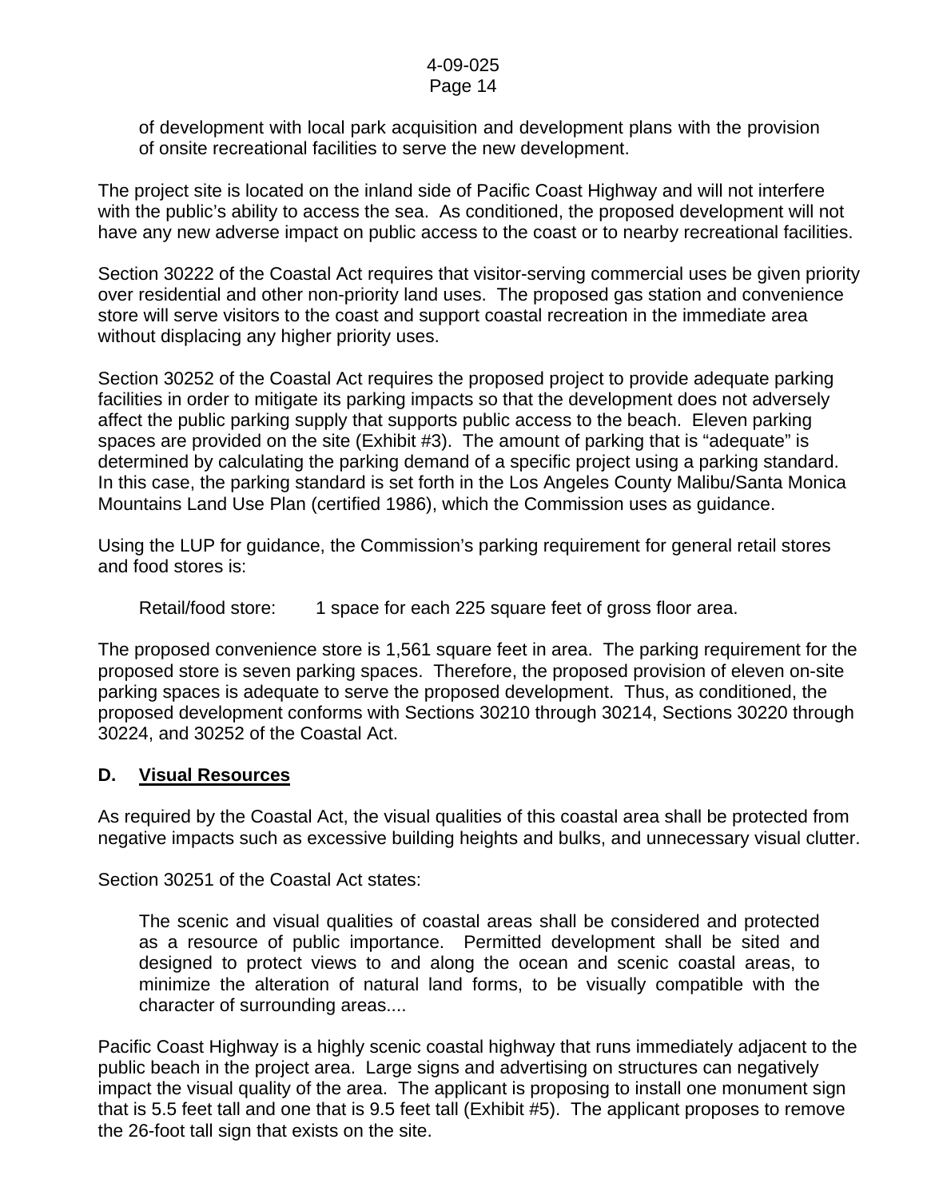of development with local park acquisition and development plans with the provision of onsite recreational facilities to serve the new development.

The project site is located on the inland side of Pacific Coast Highway and will not interfere with the public's ability to access the sea. As conditioned, the proposed development will not have any new adverse impact on public access to the coast or to nearby recreational facilities.

Section 30222 of the Coastal Act requires that visitor-serving commercial uses be given priority over residential and other non-priority land uses. The proposed gas station and convenience store will serve visitors to the coast and support coastal recreation in the immediate area without displacing any higher priority uses.

Section 30252 of the Coastal Act requires the proposed project to provide adequate parking facilities in order to mitigate its parking impacts so that the development does not adversely affect the public parking supply that supports public access to the beach. Eleven parking spaces are provided on the site (Exhibit #3). The amount of parking that is "adequate" is determined by calculating the parking demand of a specific project using a parking standard. In this case, the parking standard is set forth in the Los Angeles County Malibu/Santa Monica Mountains Land Use Plan (certified 1986), which the Commission uses as guidance.

Using the LUP for guidance, the Commission's parking requirement for general retail stores and food stores is:

> Retail/food store: 1 space for each 225 square feet of gross floor area.

The proposed convenience store is 1,561 square feet in area. The parking requirement for the proposed store is seven parking spaces. Therefore, the proposed provision of eleven on-site parking spaces is adequate to serve the proposed development. Thus, as conditioned, the proposed development conforms with Sections 30210 through 30214, Sections 30220 through 30224, and 30252 of the Coastal Act.

## D. <u>Visual Resources</u>

As required by the Coastal Act, the visual qualities of this coastal area shall be protected from negative impacts such as excessive building heights and bulks, and unnecessary visual clutter.

Section 30251 of the Coastal Act states:

> The scenic and visual qualities of coastal areas shall be considered and protected as a resource of public importance. Permitted development shall be sited and designed to protect views to and along the ocean and scenic coastal areas, to minimize the alteration of natural land forms, to be visually compatible with the character of surrounding areas....

Pacific Coast Highway is a highly scenic coastal highway that runs immediately adjacent to the public beach in the project area. Large signs and advertising on structures can negatively impact the visual quality of the area. The applicant is proposing to install one monument sign that is 5.5 feet tall and one that is 9.5 feet tall (Exhibit #5). The applicant proposes to remove the 26-foot tall sign that exists on the site.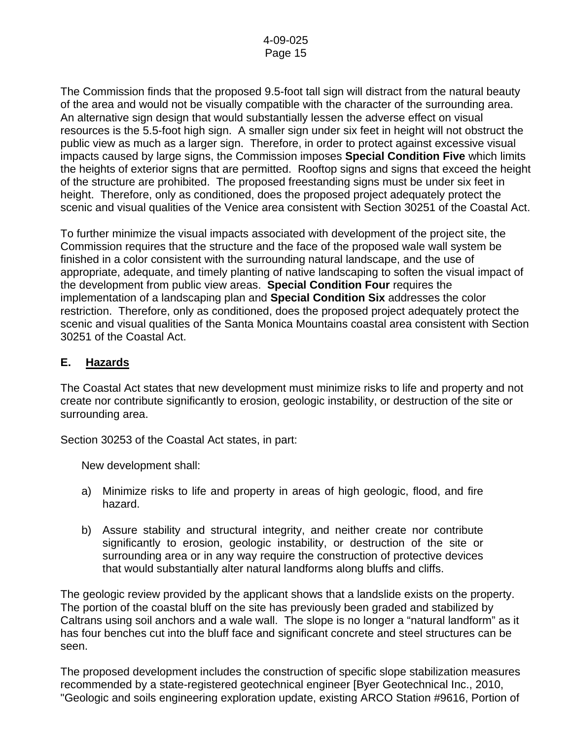The Commission finds that the proposed 9.5-foot tall sign will distract from the natural beauty of the area and would not be visually compatible with the character of the surrounding area. An alternative sign design that would substantially lessen the adverse effect on visual resources is the 5.5-foot high sign. A smaller sign under six feet in height will not obstruct the public view as much as a larger sign. Therefore, in order to protect against excessive visual impacts caused by large signs, the Commission imposes **Special Condition Five** which limits the heights of exterior signs that are permitted. Rooftop signs and signs that exceed the height of the structure are prohibited. The proposed freestanding signs must be under six feet in height. Therefore, only as conditioned, does the proposed project adequately protect the scenic and visual qualities of the Venice area consistent with Section 30251 of the Coastal Act.

To further minimize the visual impacts associated with development of the project site, the Commission requires that the structure and the face of the proposed wale wall system be finished in a color consistent with the surrounding natural landscape, and the use of appropriate, adequate, and timely planting of native landscaping to soften the visual impact of the development from public view areas. **Special Condition Four** requires the implementation of a landscaping plan and **Special Condition Six** addresses the color restriction. Therefore, only as conditioned, does the proposed project adequately protect the scenic and visual qualities of the Santa Monica Mountains coastal area consistent with Section 30251 of the Coastal Act.

## E. Hazards

The Coastal Act states that new development must minimize risks to life and property and not create nor contribute significantly to erosion, geologic instability, or destruction of the site or surrounding area.

Section 30253 of the Coastal Act states, in part:

> New development shall:
>
> a) Minimize risks to life and property in areas of high geologic, flood, and fire hazard.
>
> b) Assure stability and structural integrity, and neither create nor contribute significantly to erosion, geologic instability, or destruction of the site or surrounding area or in any way require the construction of protective devices that would substantially alter natural landforms along bluffs and cliffs.

The geologic review provided by the applicant shows that a landslide exists on the property. The portion of the coastal bluff on the site has previously been graded and stabilized by Caltrans using soil anchors and a wale wall. The slope is no longer a "natural landform" as it has four benches cut into the bluff face and significant concrete and steel structures can be seen.

The proposed development includes the construction of specific slope stabilization measures recommended by a state-registered geotechnical engineer [Byer Geotechnical Inc., 2010, "Geologic and soils engineering exploration update, existing ARCO Station #9616, Portion of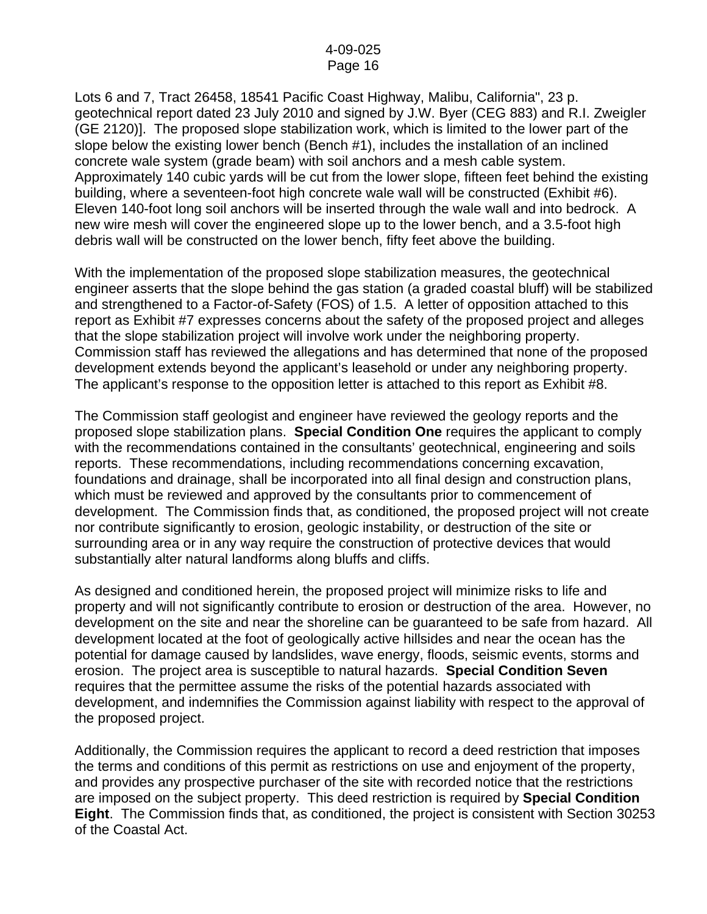Lots 6 and 7, Tract 26458, 18541 Pacific Coast Highway, Malibu, California", 23 p. geotechnical report dated 23 July 2010 and signed by J.W. Byer (CEG 883) and R.I. Zweigler (GE 2120)]. The proposed slope stabilization work, which is limited to the lower part of the slope below the existing lower bench (Bench #1), includes the installation of an inclined concrete wale system (grade beam) with soil anchors and a mesh cable system. Approximately 140 cubic yards will be cut from the lower slope, fifteen feet behind the existing building, where a seventeen-foot high concrete wale wall will be constructed (Exhibit #6). Eleven 140-foot long soil anchors will be inserted through the wale wall and into bedrock. A new wire mesh will cover the engineered slope up to the lower bench, and a 3.5-foot high debris wall will be constructed on the lower bench, fifty feet above the building.

With the implementation of the proposed slope stabilization measures, the geotechnical engineer asserts that the slope behind the gas station (a graded coastal bluff) will be stabilized and strengthened to a Factor-of-Safety (FOS) of 1.5. A letter of opposition attached to this report as Exhibit #7 expresses concerns about the safety of the proposed project and alleges that the slope stabilization project will involve work under the neighboring property. Commission staff has reviewed the allegations and has determined that none of the proposed development extends beyond the applicant's leasehold or under any neighboring property. The applicant's response to the opposition letter is attached to this report as Exhibit #8.

The Commission staff geologist and engineer have reviewed the geology reports and the proposed slope stabilization plans. **Special Condition One** requires the applicant to comply with the recommendations contained in the consultants' geotechnical, engineering and soils reports. These recommendations, including recommendations concerning excavation, foundations and drainage, shall be incorporated into all final design and construction plans, which must be reviewed and approved by the consultants prior to commencement of development. The Commission finds that, as conditioned, the proposed project will not create nor contribute significantly to erosion, geologic instability, or destruction of the site or surrounding area or in any way require the construction of protective devices that would substantially alter natural landforms along bluffs and cliffs.

As designed and conditioned herein, the proposed project will minimize risks to life and property and will not significantly contribute to erosion or destruction of the area. However, no development on the site and near the shoreline can be guaranteed to be safe from hazard. All development located at the foot of geologically active hillsides and near the ocean has the potential for damage caused by landslides, wave energy, floods, seismic events, storms and erosion. The project area is susceptible to natural hazards. **Special Condition Seven** requires that the permittee assume the risks of the potential hazards associated with development, and indemnifies the Commission against liability with respect to the approval of the proposed project.

Additionally, the Commission requires the applicant to record a deed restriction that imposes the terms and conditions of this permit as restrictions on use and enjoyment of the property, and provides any prospective purchaser of the site with recorded notice that the restrictions are imposed on the subject property. This deed restriction is required by **Special Condition Eight**. The Commission finds that, as conditioned, the project is consistent with Section 30253 of the Coastal Act.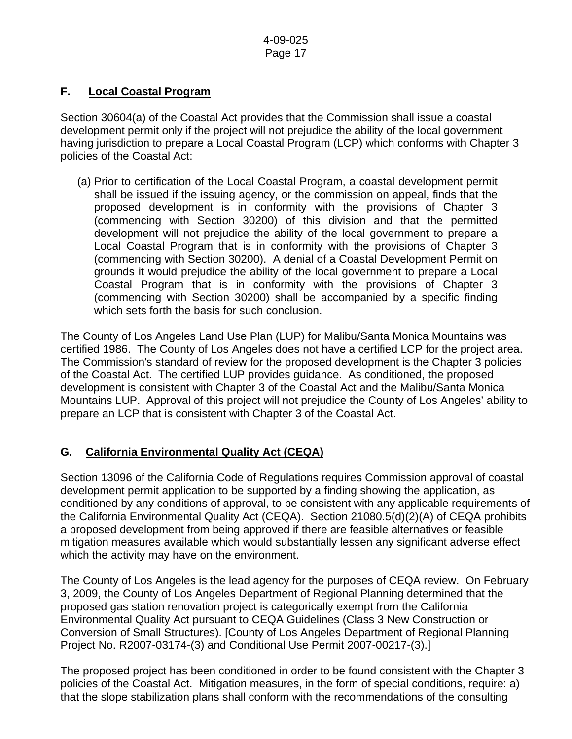### F. Local Coastal Program

Section 30604(a) of the Coastal Act provides that the Commission shall issue a coastal development permit only if the project will not prejudice the ability of the local government having jurisdiction to prepare a Local Coastal Program (LCP) which conforms with Chapter 3 policies of the Coastal Act:

> (a) Prior to certification of the Local Coastal Program, a coastal development permit shall be issued if the issuing agency, or the commission on appeal, finds that the proposed development is in conformity with the provisions of Chapter 3 (commencing with Section 30200) of this division and that the permitted development will not prejudice the ability of the local government to prepare a Local Coastal Program that is in conformity with the provisions of Chapter 3 (commencing with Section 30200). A denial of a Coastal Development Permit on grounds it would prejudice the ability of the local government to prepare a Local Coastal Program that is in conformity with the provisions of Chapter 3 (commencing with Section 30200) shall be accompanied by a specific finding which sets forth the basis for such conclusion.

The County of Los Angeles Land Use Plan (LUP) for Malibu/Santa Monica Mountains was certified 1986. The County of Los Angeles does not have a certified LCP for the project area. The Commission's standard of review for the proposed development is the Chapter 3 policies of the Coastal Act. The certified LUP provides guidance. As conditioned, the proposed development is consistent with Chapter 3 of the Coastal Act and the Malibu/Santa Monica Mountains LUP. Approval of this project will not prejudice the County of Los Angeles' ability to prepare an LCP that is consistent with Chapter 3 of the Coastal Act.

### G. California Environmental Quality Act (CEQA)

Section 13096 of the California Code of Regulations requires Commission approval of coastal development permit application to be supported by a finding showing the application, as conditioned by any conditions of approval, to be consistent with any applicable requirements of the California Environmental Quality Act (CEQA). Section 21080.5(d)(2)(A) of CEQA prohibits a proposed development from being approved if there are feasible alternatives or feasible mitigation measures available which would substantially lessen any significant adverse effect which the activity may have on the environment.

The County of Los Angeles is the lead agency for the purposes of CEQA review. On February 3, 2009, the County of Los Angeles Department of Regional Planning determined that the proposed gas station renovation project is categorically exempt from the California Environmental Quality Act pursuant to CEQA Guidelines (Class 3 New Construction or Conversion of Small Structures). [County of Los Angeles Department of Regional Planning Project No. R2007-03174-(3) and Conditional Use Permit 2007-00217-(3).]

The proposed project has been conditioned in order to be found consistent with the Chapter 3 policies of the Coastal Act. Mitigation measures, in the form of special conditions, require: a) that the slope stabilization plans shall conform with the recommendations of the consulting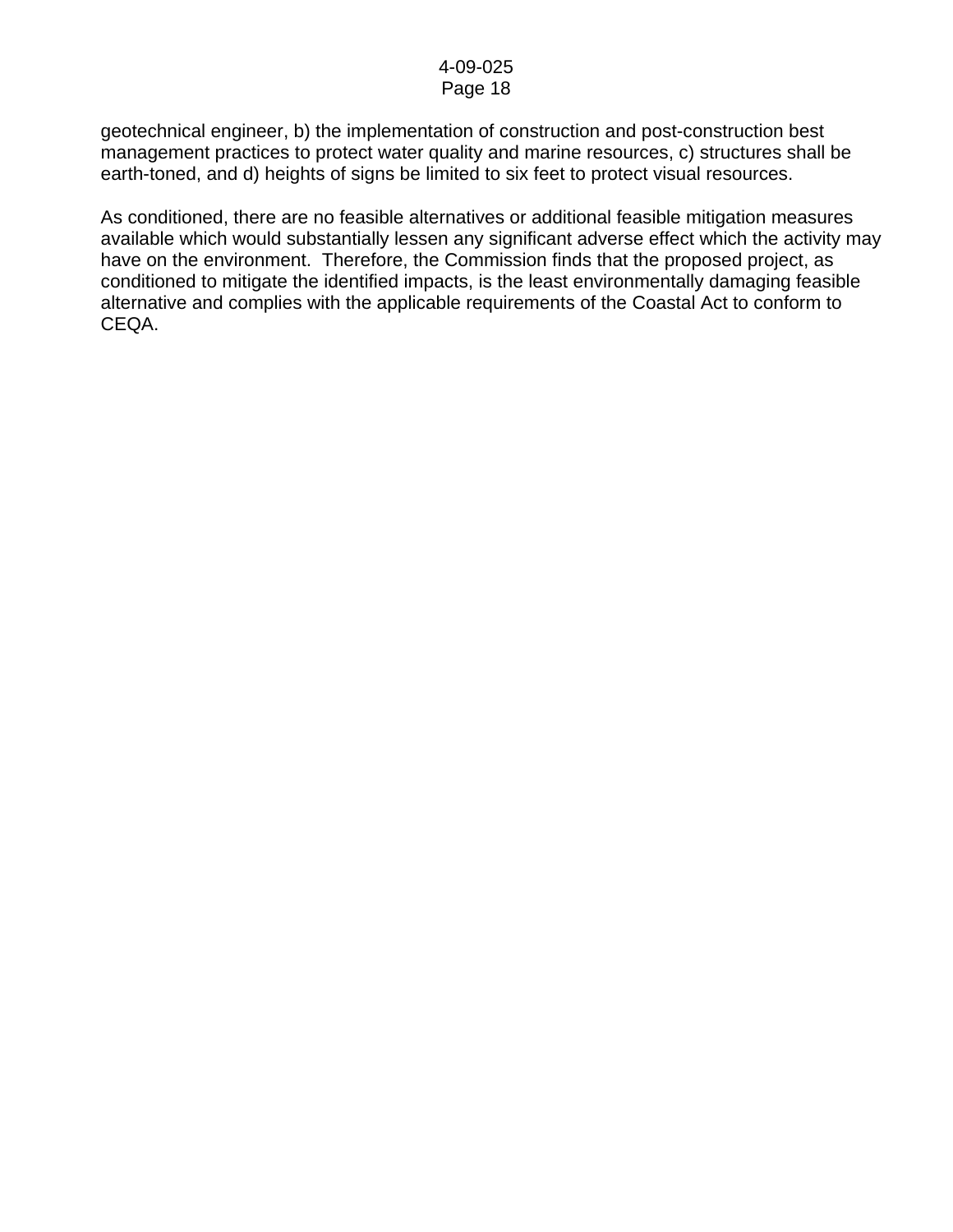geotechnical engineer, b) the implementation of construction and post-construction best management practices to protect water quality and marine resources, c) structures shall be earth-toned, and d) heights of signs be limited to six feet to protect visual resources.

As conditioned, there are no feasible alternatives or additional feasible mitigation measures available which would substantially lessen any significant adverse effect which the activity may have on the environment. Therefore, the Commission finds that the proposed project, as conditioned to mitigate the identified impacts, is the least environmentally damaging feasible alternative and complies with the applicable requirements of the Coastal Act to conform to CEQA.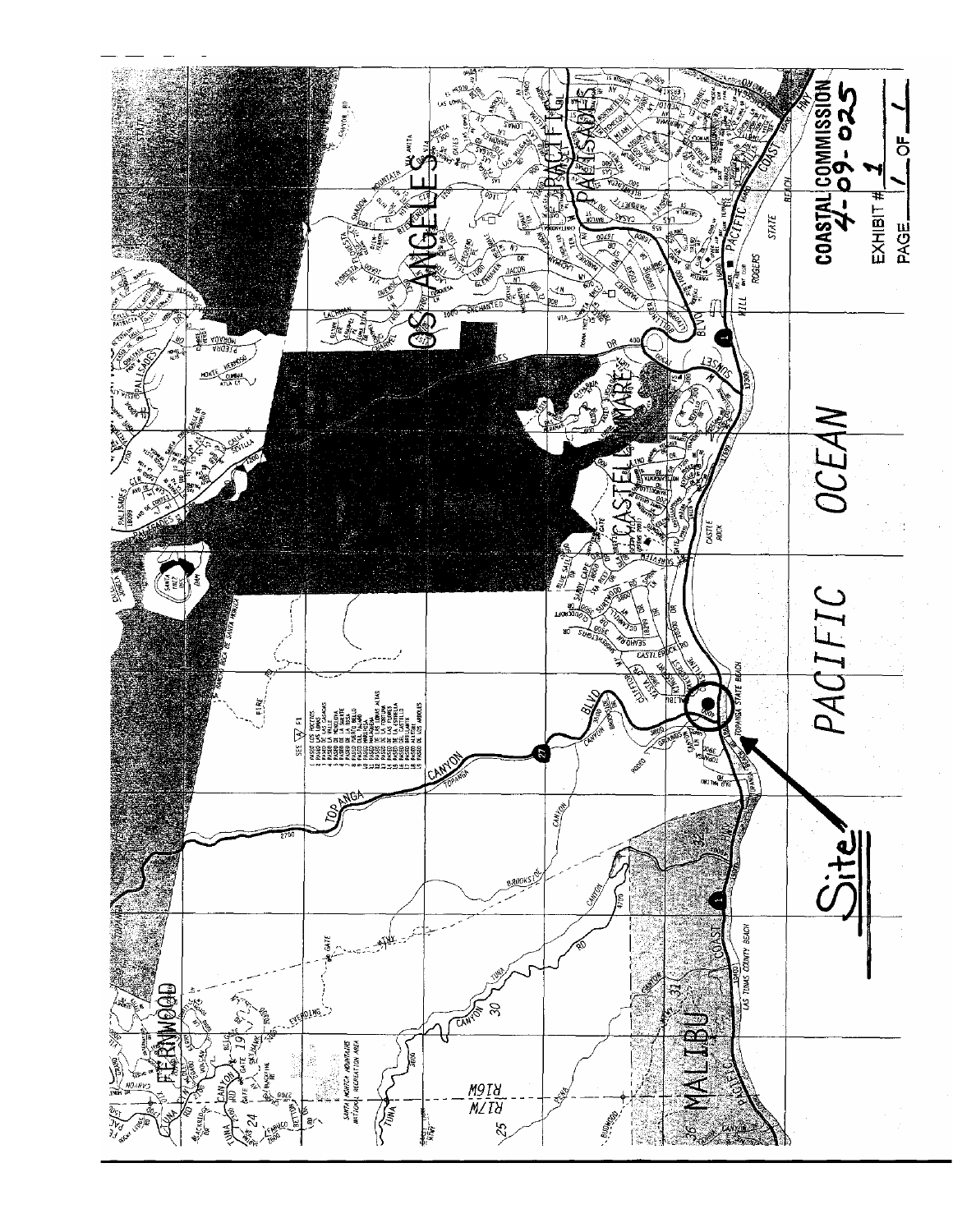COASTAL COMMISSION
4-09-025

EXHIBIT # 1

PAGE 1 OF 1

Site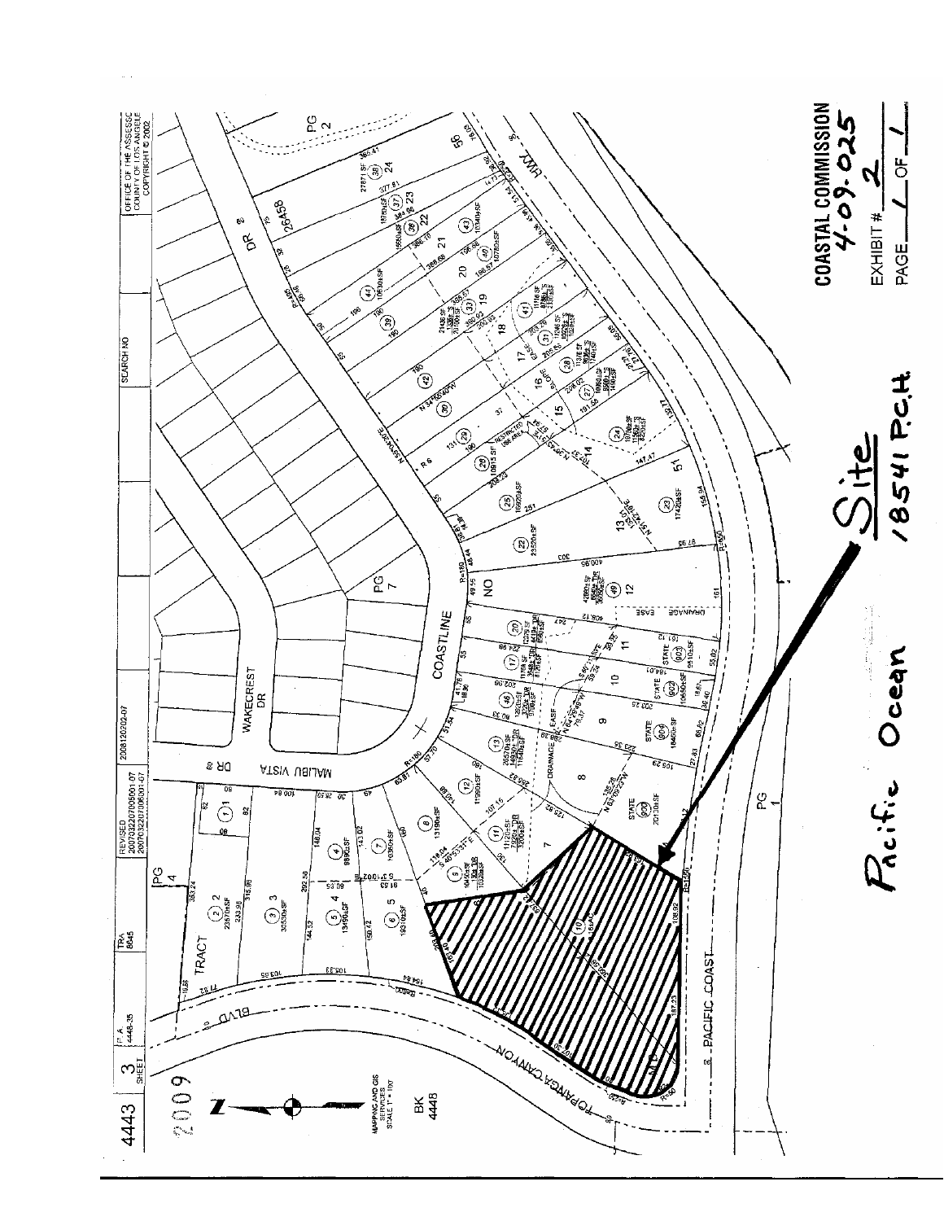4443 | 3 SHEET | T.R.A. 4448-35 | TRA 8645 | REVISED 20070322070050001-07 20070322070060001-07 | 20081202002-07 | SEARCH NO | OFFICE OF THE ASSESSOR COUNTY OF LOS ANGELES COPYRIGHT © 2002

2009

MAPPING AND GIS SERVICES SCALE 1" = 100'

BK 4448

TRACT

MALIBU VISTA DR

WAKECREST DR

COASTLINE DR

TOPANGA CANYON BLVD

PACIFIC COAST HWY

PG 1

PG 2

PG 4

PG 7

Site
18541 P.C.H.

Pacific Ocean

**COASTAL COMMISSION**
4-09-025

EXHIBIT # 2

PAGE 1 OF 1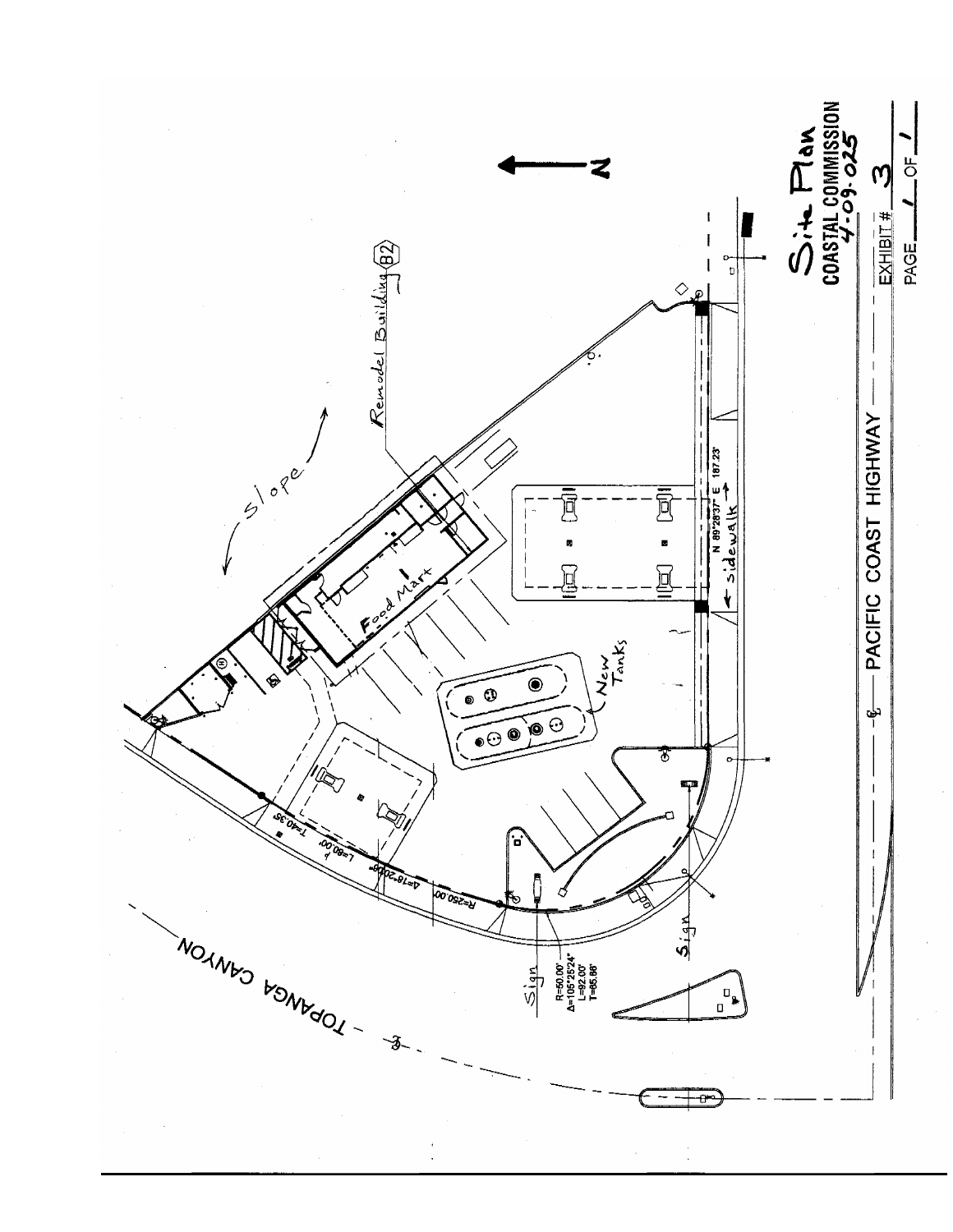Site Plan

COASTAL COMMISSION
4-09-025

EXHIBIT # 3

PAGE 1 OF 1

N

Remodel Building B2

slope

Food Mart

New Tanks

N 89°28'37" E 187.23'

← sidewalk →

PACIFIC COAST HIGHWAY

TOPANGA CANYON

T=40.35'

L=80.00'

Δ=18°20'06"

R=250.00'

Sign

R=50.00'
Δ=105°25'24"
L=92.00'
T=65.88'

Sign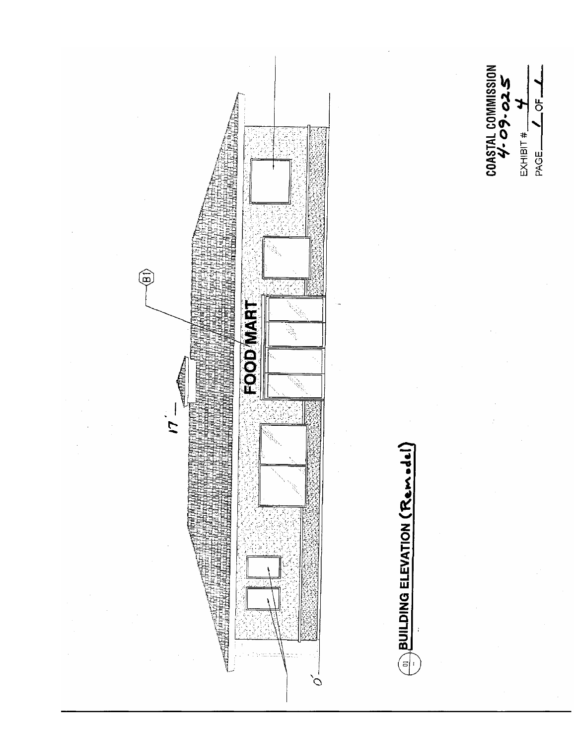FOOD MART

B1

17'

0'

01

BUILDING ELEVATION (Remodel)

COASTAL COMMISSION
4-09-025
EXHIBIT # 4
PAGE 1 OF 1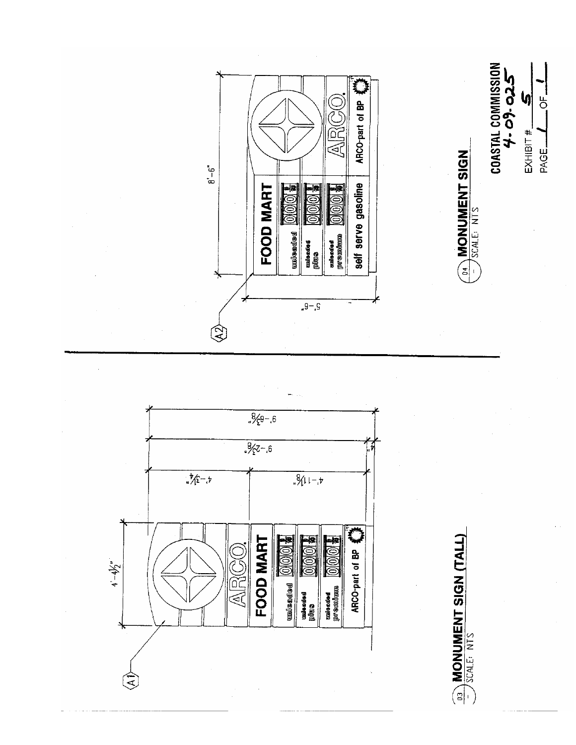A1

4'-4½"

ARCO.

FOOD MART

unleaded 000 9/10

unleaded plus 000 9/10

unleaded premium 000 9/10

ARCO-part of BP

4'-3¾"

4'-11⅝"

9'-2⅜"

4"

9'-6⅜"

03 MONUMENT SIGN (TALL)
SCALE: NTS

A2

8'-6"

5'-6"

FOOD MART

unleaded 000 9/10

unleaded plus 000 9/10

unleaded premium 000 9/10

self serve gasoline

ARCO.

ARCO-part of BP

04 MONUMENT SIGN
SCALE: NTS

COASTAL COMMISSION
4-09-025

EXHIBIT # 5

PAGE 1 OF 1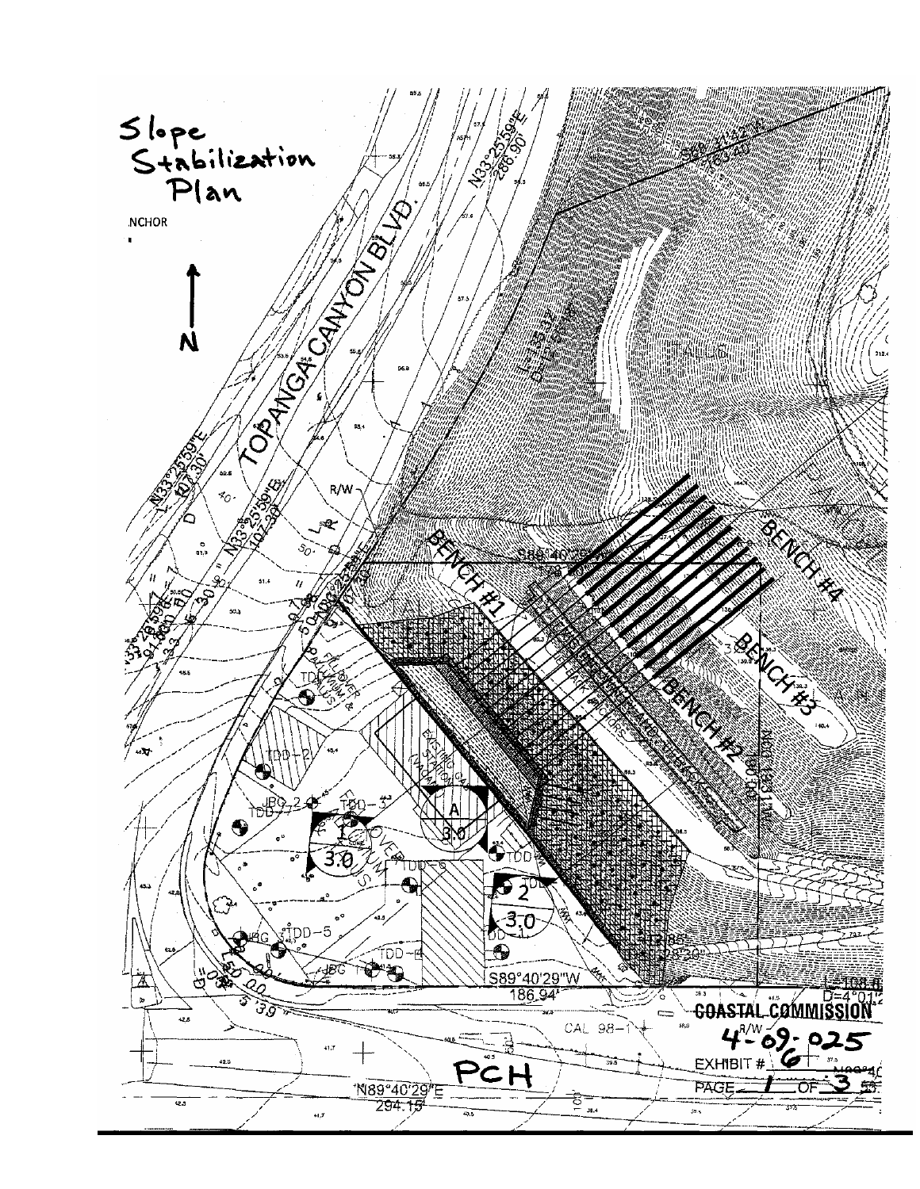Slope Stabilization Plan

N

TOPANGA CANYON BLVD.

BENCH #1

BENCH #2

BENCH #3

BENCH #4

PCH

COASTAL COMMISSION

4-09-025

EXHIBIT # 6

PAGE 1 OF 3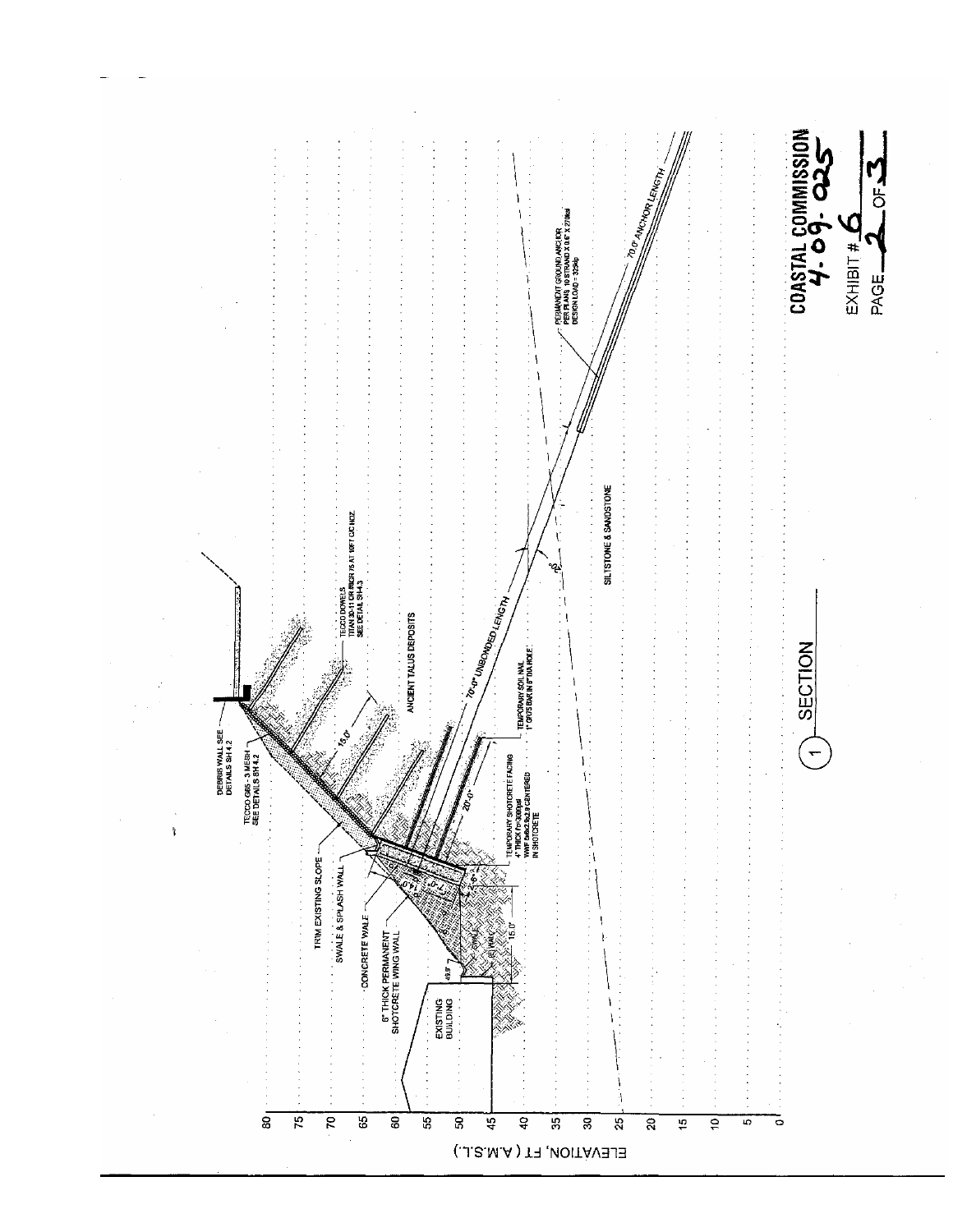ELEVATION, FT (A.M.S.L.)

80
75
70
65
60
55
50
45
40
35
30
25
20
15
10
5
0

DEBRIS WALL SEE DETAILS SH 4.2

TECCO G65 - 3 MESH SEE DETAILS SH 4.2

TRIM EXISTING SLOPE

SWALE & SPLASH WALL

CONCRETE WALE

8" THICK PERMANENT SHOTCRETE WING WALL

EXISTING BUILDING

TECCO DOWELS TITAN 30-11 OR RIGR 75 AT 10FT C/C HOZ. SEE DETAIL SH-4.3

ANCIENT TALUS DEPOSITS

15.0'

20.0'

TEMPORARY SHOTCRETE FACING 4" THICK f'c=3000psi WWF 6x6x2.9x2.9 CENTERED IN SHOTCRETE

TEMPORARY SOIL NAIL 1" GR75 BAR IN 6"DIA HOLE

70.0' UNBONDED LENGTH

SILTSTONE & SANDSTONE

PERMANENT GROUND ANCHOR PER PLANS 10 STRAND X 0.6" X 270ksi DESIGN LOAD = 325kip

70.0' ANCHOR LENGTH

1 SECTION

COASTAL COMMISSION
4-09-025
EXHIBIT # 6
PAGE 2 OF 3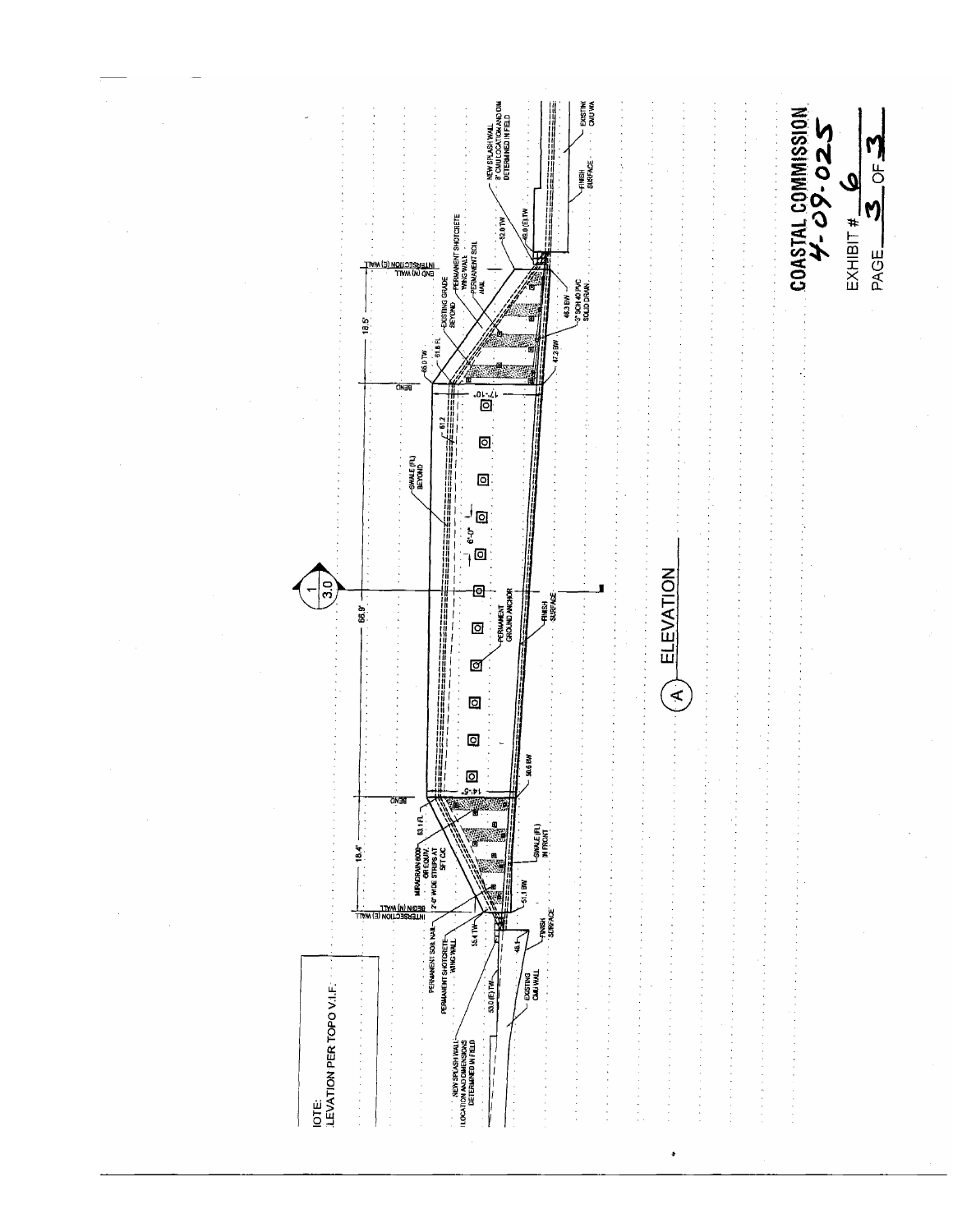NOTE:
ELEVATION PER TOPO V.I.F.

(A) ELEVATION

NEW SPLASH WALL LOCATION AND DIMENSIONS DETERMINED IN FIELD

53.0 (E) TW

EXISTING CMU WALL

PERMANENT SHOTCRETE WING WALL

PERMANENT SOIL NAIL

55.4 TW

48.1

FINISH SURFACE

INTERSECTION (E) WALL
BEGIN (N) WALL

MIRADRAIN 6000 OR EQUIV. 2'-0" WIDE STRIPS AT 5FT C/C

53.1 FL

51.1 BW

SWALE (FL) IN FRONT

18.4'

BEND

14'-5"

50.6 BW

68.9'

1
3.0

PERMANENT GROUND ANCHOR

FINISH SURFACE

SWALE (FL) BEYOND

6'-0"

61.2

17'-10"

BEND

65.0 TW

61.8 FL

18.5'

EXISTING GRADE BEYOND

PERMANENT SHOTCRETE WING WALL

PERMANENT SOIL NAIL

47.2 BW

46.3 BW

3" SCH 40 PVC SOLID DRAIN

INTERSECTION (E) WALL
END (N) WALL

52.0 TW

49.0 (E) TW

NEW SPLASH WALL 8" CMU LOCATION AND DIM DETERMINED IN FIELD

FINISH SURFACE

EXISTING CMU WA

COASTAL COMMISSION
4-09-025

EXHIBIT # 6

PAGE 3 OF 3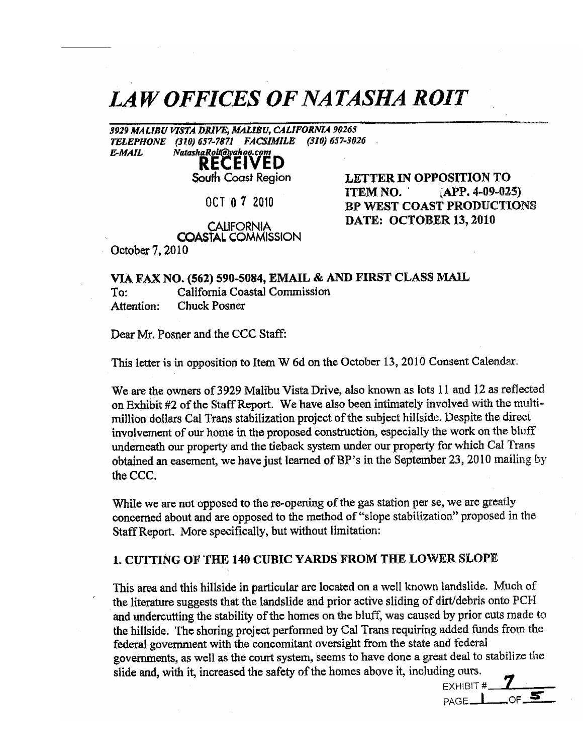# *LAW OFFICES OF NATASHA ROIT*

***3929 MALIBU VISTA DRIVE, MALIBU, CALIFORNIA 90265***
***TELEPHONE (310) 657-7871 FACSIMILE (310) 657-3026***
***E-MAIL NatashaRoit@yahoo.com***

RECEIVED
South Coast Region

OCT 07 2010

CALIFORNIA
COASTAL COMMISSION

**LETTER IN OPPOSITION TO**
**ITEM NO. (APP. 4-09-025)**
**BP WEST COAST PRODUCTIONS**
**DATE: OCTOBER 13, 2010**

October 7, 2010

**VIA FAX NO. (562) 590-5084, EMAIL & AND FIRST CLASS MAIL**

To: California Coastal Commission
Attention: Chuck Posner

Dear Mr. Posner and the CCC Staff:

This letter is in opposition to Item W 6d on the October 13, 2010 Consent Calendar.

We are the owners of 3929 Malibu Vista Drive, also known as lots 11 and 12 as reflected on Exhibit #2 of the Staff Report. We have also been intimately involved with the multi-million dollars Cal Trans stabilization project of the subject hillside. Despite the direct involvement of our home in the proposed construction, especially the work on the bluff underneath our property and the tieback system under our property for which Cal Trans obtained an easement, we have just learned of BP's in the September 23, 2010 mailing by the CCC.

While we are not opposed to the re-opening of the gas station per se, we are greatly concerned about and are opposed to the method of "slope stabilization" proposed in the Staff Report. More specifically, but without limitation:

## 1. CUTTING OF THE 140 CUBIC YARDS FROM THE LOWER SLOPE

This area and this hillside in particular are located on a well known landslide. Much of the literature suggests that the landslide and prior active sliding of dirt/debris onto PCH and undercutting the stability of the homes on the bluff, was caused by prior cuts made to the hillside. The shoring project performed by Cal Trans requiring added funds from the federal government with the concomitant oversight from the state and federal governments, as well as the court system, seems to have done a great deal to stabilize the slide and, with it, increased the safety of the homes above it, including ours.

EXHIBIT # 7
PAGE 1 OF 5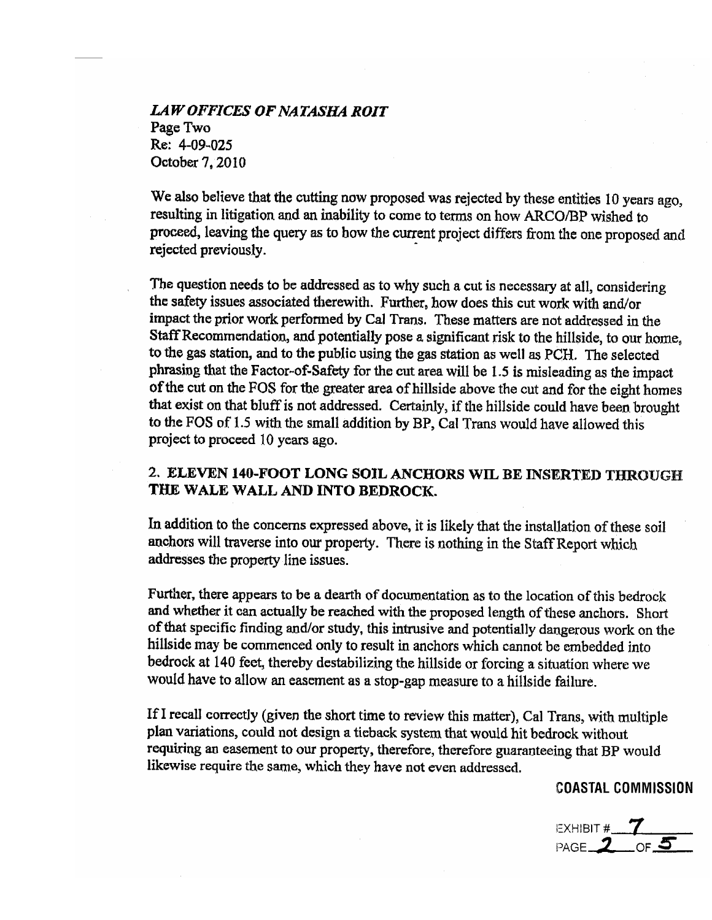*LAW OFFICES OF NATASHA ROIT*
Page Two
Re: 4-09-025
October 7, 2010

We also believe that the cutting now proposed was rejected by these entities 10 years ago, resulting in litigation and an inability to come to terms on how ARCO/BP wished to proceed, leaving the query as to how the current project differs from the one proposed and rejected previously.

The question needs to be addressed as to why such a cut is necessary at all, considering the safety issues associated therewith. Further, how does this cut work with and/or impact the prior work performed by Cal Trans. These matters are not addressed in the Staff Recommendation, and potentially pose a significant risk to the hillside, to our home, to the gas station, and to the public using the gas station as well as PCH. The selected phrasing that the Factor-of-Safety for the cut area will be 1.5 is misleading as the impact of the cut on the FOS for the greater area of hillside above the cut and for the eight homes that exist on that bluff is not addressed. Certainly, if the hillside could have been brought to the FOS of 1.5 with the small addition by BP, Cal Trans would have allowed this project to proceed 10 years ago.

**2. ELEVEN 140-FOOT LONG SOIL ANCHORS WIL BE INSERTED THROUGH THE WALE WALL AND INTO BEDROCK.**

In addition to the concerns expressed above, it is likely that the installation of these soil anchors will traverse into our property. There is nothing in the Staff Report which addresses the property line issues.

Further, there appears to be a dearth of documentation as to the location of this bedrock and whether it can actually be reached with the proposed length of these anchors. Short of that specific finding and/or study, this intrusive and potentially dangerous work on the hillside may be commenced only to result in anchors which cannot be embedded into bedrock at 140 feet, thereby destabilizing the hillside or forcing a situation where we would have to allow an easement as a stop-gap measure to a hillside failure.

If I recall correctly (given the short time to review this matter), Cal Trans, with multiple plan variations, could not design a tieback system that would hit bedrock without requiring an easement to our property, therefore, therefore guaranteeing that BP would likewise require the same, which they have not even addressed.

**COASTAL COMMISSION**

EXHIBIT # 7
PAGE 2 OF 5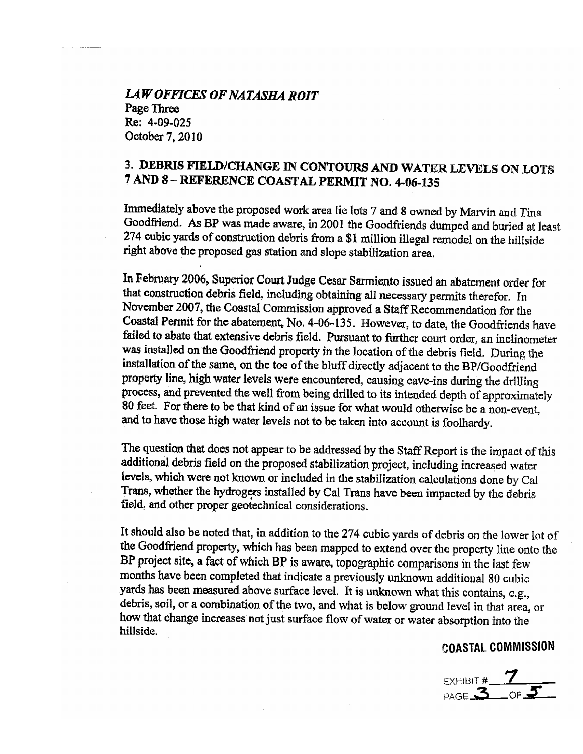*LAW OFFICES OF NATASHA ROIT*
Page Three
Re: 4-09-025
October 7, 2010

## 3. DEBRIS FIELD/CHANGE IN CONTOURS AND WATER LEVELS ON LOTS 7 AND 8 – REFERENCE COASTAL PERMIT NO. 4-06-135

Immediately above the proposed work area lie lots 7 and 8 owned by Marvin and Tina Goodfriend. As BP was made aware, in 2001 the Goodfriends dumped and buried at least 274 cubic yards of construction debris from a $1 million illegal remodel on the hillside right above the proposed gas station and slope stabilization area.

In February 2006, Superior Court Judge Cesar Sarmiento issued an abatement order for that construction debris field, including obtaining all necessary permits therefor. In November 2007, the Coastal Commission approved a Staff Recommendation for the Coastal Permit for the abatement, No. 4-06-135. However, to date, the Goodfriends have failed to abate that extensive debris field. Pursuant to further court order, an inclinometer was installed on the Goodfriend property in the location of the debris field. During the installation of the same, on the toe of the bluff directly adjacent to the BP/Goodfriend property line, high water levels were encountered, causing cave-ins during the drilling process, and prevented the well from being drilled to its intended depth of approximately 80 feet. For there to be that kind of an issue for what would otherwise be a non-event, and to have those high water levels not to be taken into account is foolhardy.

The question that does not appear to be addressed by the Staff Report is the impact of this additional debris field on the proposed stabilization project, including increased water levels, which were not known or included in the stabilization calculations done by Cal Trans, whether the hydrogers installed by Cal Trans have been impacted by the debris field, and other proper geotechnical considerations.

It should also be noted that, in addition to the 274 cubic yards of debris on the lower lot of the Goodfriend property, which has been mapped to extend over the property line onto the BP project site, a fact of which BP is aware, topographic comparisons in the last few months have been completed that indicate a previously unknown additional 80 cubic yards has been measured above surface level. It is unknown what this contains, e.g., debris, soil, or a combination of the two, and what is below ground level in that area, or how that change increases not just surface flow of water or water absorption into the hillside.

COASTAL COMMISSION

EXHIBIT # 7
PAGE 3 OF 5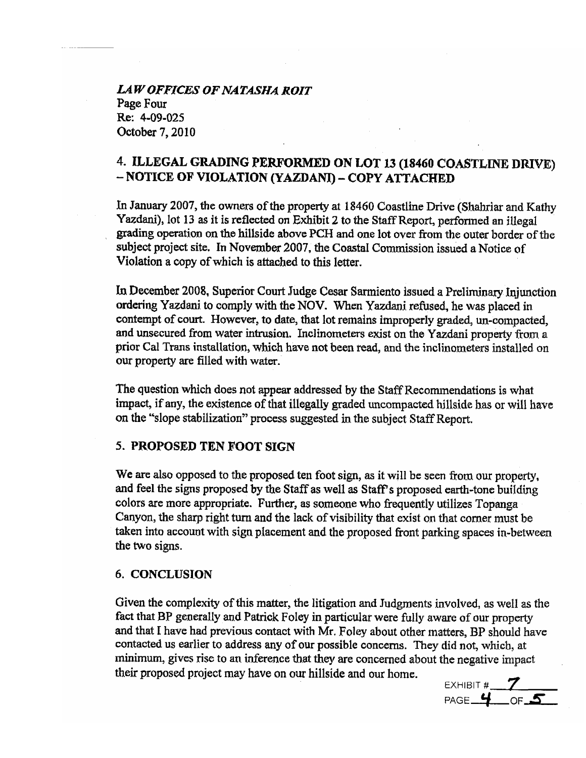*LAW OFFICES OF NATASHA ROIT*
Page Four
Re: 4-09-025
October 7, 2010

## 4. ILLEGAL GRADING PERFORMED ON LOT 13 (18460 COASTLINE DRIVE) – NOTICE OF VIOLATION (YAZDANI) – COPY ATTACHED

In January 2007, the owners of the property at 18460 Coastline Drive (Shahriar and Kathy Yazdani), lot 13 as it is reflected on Exhibit 2 to the Staff Report, performed an illegal grading operation on the hillside above PCH and one lot over from the outer border of the subject project site. In November 2007, the Coastal Commission issued a Notice of Violation a copy of which is attached to this letter.

In December 2008, Superior Court Judge Cesar Sarmiento issued a Preliminary Injunction ordering Yazdani to comply with the NOV. When Yazdani refused, he was placed in contempt of court. However, to date, that lot remains improperly graded, un-compacted, and unsecured from water intrusion. Inclinometers exist on the Yazdani property from a prior Cal Trans installation, which have not been read, and the inclinometers installed on our property are filled with water.

The question which does not appear addressed by the Staff Recommendations is what impact, if any, the existence of that illegally graded uncompacted hillside has or will have on the "slope stabilization" process suggested in the subject Staff Report.

## 5. PROPOSED TEN FOOT SIGN

We are also opposed to the proposed ten foot sign, as it will be seen from our property, and feel the signs proposed by the Staff as well as Staff's proposed earth-tone building colors are more appropriate. Further, as someone who frequently utilizes Topanga Canyon, the sharp right turn and the lack of visibility that exist on that corner must be taken into account with sign placement and the proposed front parking spaces in-between the two signs.

## 6. CONCLUSION

Given the complexity of this matter, the litigation and Judgments involved, as well as the fact that BP generally and Patrick Foley in particular were fully aware of our property and that I have had previous contact with Mr. Foley about other matters, BP should have contacted us earlier to address any of our possible concerns. They did not, which, at minimum, gives rise to an inference that they are concerned about the negative impact their proposed project may have on our hillside and our home.

EXHIBIT # 7
PAGE 4 OF 5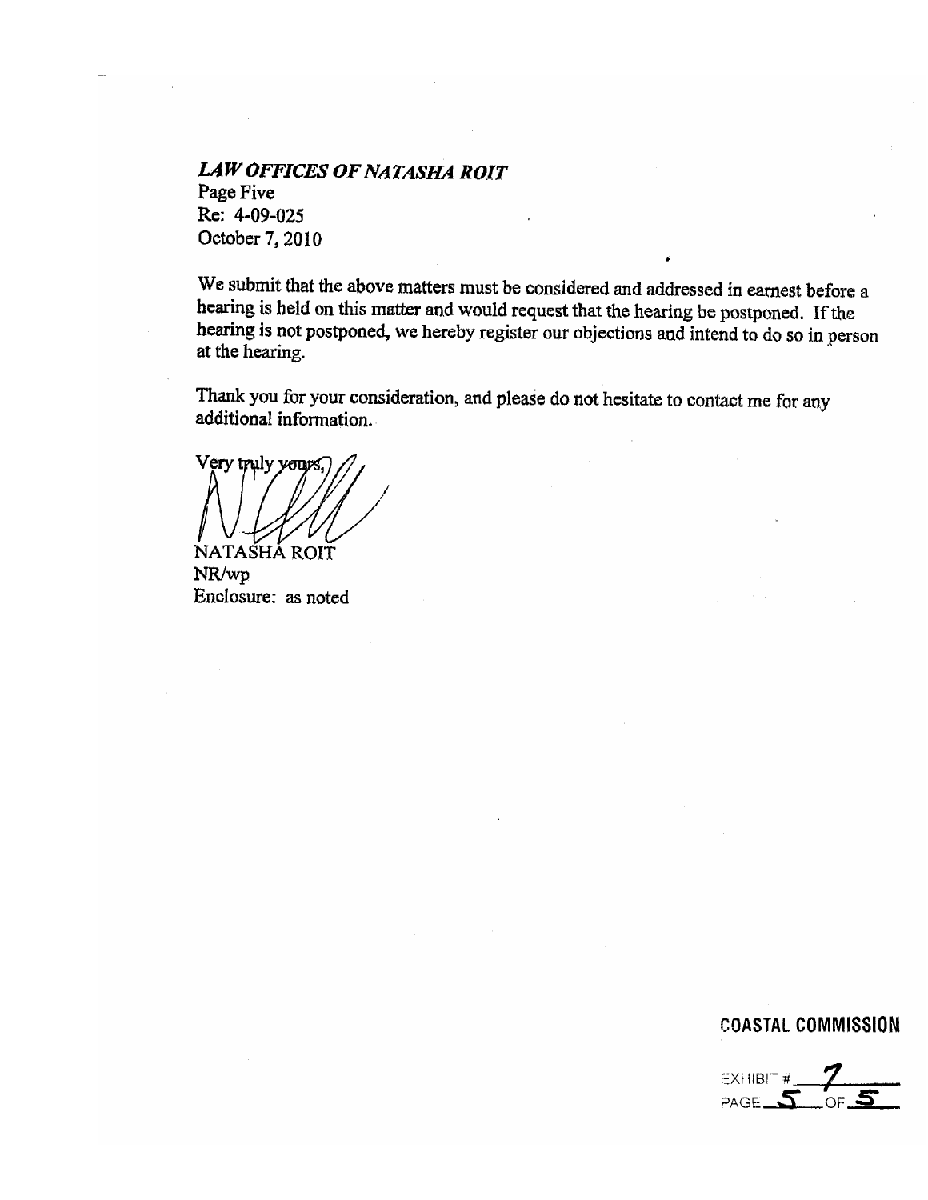*LAW OFFICES OF NATASHA ROIT*
Page Five
Re: 4-09-025
October 7, 2010

We submit that the above matters must be considered and addressed in earnest before a hearing is held on this matter and would request that the hearing be postponed. If the hearing is not postponed, we hereby register our objections and intend to do so in person at the hearing.

Thank you for your consideration, and please do not hesitate to contact me for any additional information.

Very truly yours,

NATASHA ROIT
NR/wp
Enclosure: as noted

COASTAL COMMISSION

EXHIBIT # 7
PAGE 5 OF 5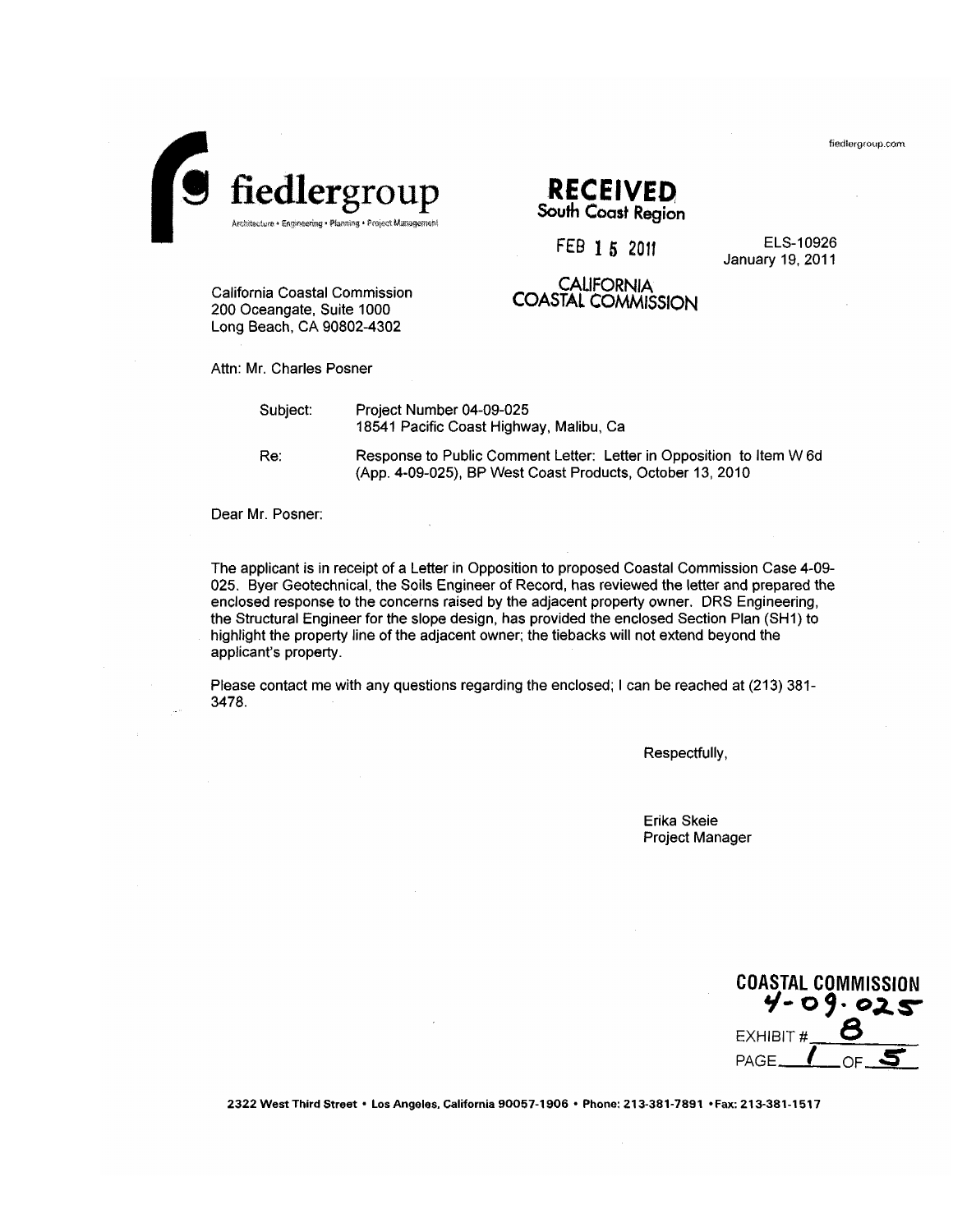fiedlergroup.com

**fiedlergroup**

Architecture • Engineering • Planning • Project Management

**RECEIVED**
South Coast Region

FEB 15 2011

CALIFORNIA
COASTAL COMMISSION

ELS-10926
January 19, 2011

California Coastal Commission
200 Oceangate, Suite 1000
Long Beach, CA 90802-4302

Attn: Mr. Charles Posner

Subject: Project Number 04-09-025
18541 Pacific Coast Highway, Malibu, Ca

Re: Response to Public Comment Letter: Letter in Opposition to Item W 6d (App. 4-09-025), BP West Coast Products, October 13, 2010

Dear Mr. Posner:

The applicant is in receipt of a Letter in Opposition to proposed Coastal Commission Case 4-09-025. Byer Geotechnical, the Soils Engineer of Record, has reviewed the letter and prepared the enclosed response to the concerns raised by the adjacent property owner. DRS Engineering, the Structural Engineer for the slope design, has provided the enclosed Section Plan (SH1) to highlight the property line of the adjacent owner; the tiebacks will not extend beyond the applicant's property.

Please contact me with any questions regarding the enclosed; I can be reached at (213) 381-3478.

Respectfully,

Erika Skeie
Project Manager

COASTAL COMMISSION
4-09-025
EXHIBIT # 8
PAGE 1 OF 5

2322 West Third Street • Los Angeles, California 90057-1906 • Phone: 213-381-7891 • Fax: 213-381-1517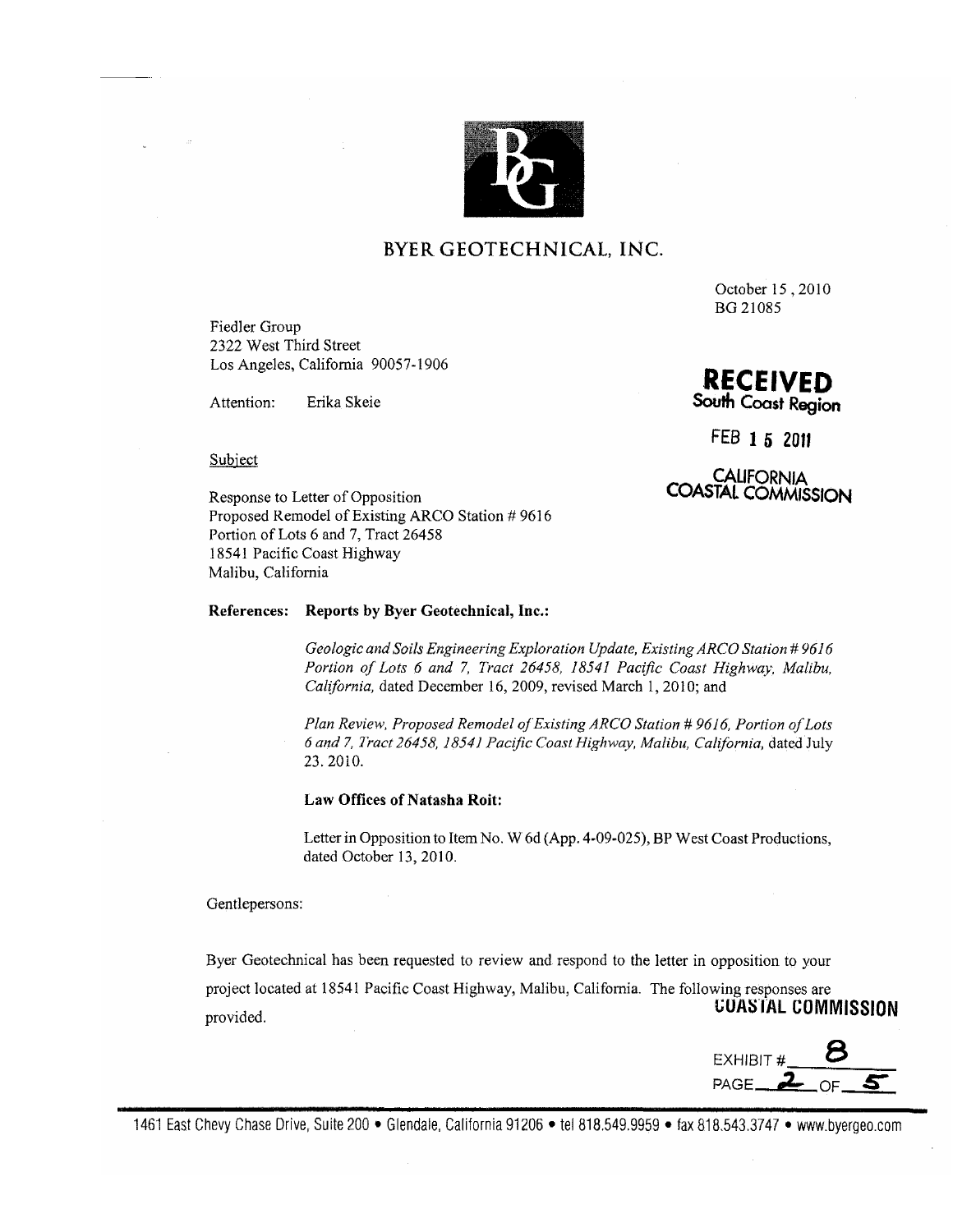# BYER GEOTECHNICAL, INC.

October 15, 2010
BG 21085

Fiedler Group
2322 West Third Street
Los Angeles, California 90057-1906

Attention: Erika Skeie

**RECEIVED**
**South Coast Region**

FEB 15 2011

CALIFORNIA
COASTAL COMMISSION

Subject

Response to Letter of Opposition
Proposed Remodel of Existing ARCO Station # 9616
Portion of Lots 6 and 7, Tract 26458
18541 Pacific Coast Highway
Malibu, California

**References: Reports by Byer Geotechnical, Inc.:**

*Geologic and Soils Engineering Exploration Update, Existing ARCO Station # 9616 Portion of Lots 6 and 7, Tract 26458, 18541 Pacific Coast Highway, Malibu, California,* dated December 16, 2009, revised March 1, 2010; and

*Plan Review, Proposed Remodel of Existing ARCO Station # 9616, Portion of Lots 6 and 7, Tract 26458, 18541 Pacific Coast Highway, Malibu, California,* dated July 23. 2010.

**Law Offices of Natasha Roit:**

Letter in Opposition to Item No. W 6d (App. 4-09-025), BP West Coast Productions, dated October 13, 2010.

Gentlepersons:

Byer Geotechnical has been requested to review and respond to the letter in opposition to your project located at 18541 Pacific Coast Highway, Malibu, California. The following responses are provided.

COASTAL COMMISSION

EXHIBIT # 8
PAGE 2 OF 5

1461 East Chevy Chase Drive, Suite 200 • Glendale, California 91206 • tel 818.549.9959 • fax 818.543.3747 • www.byergeo.com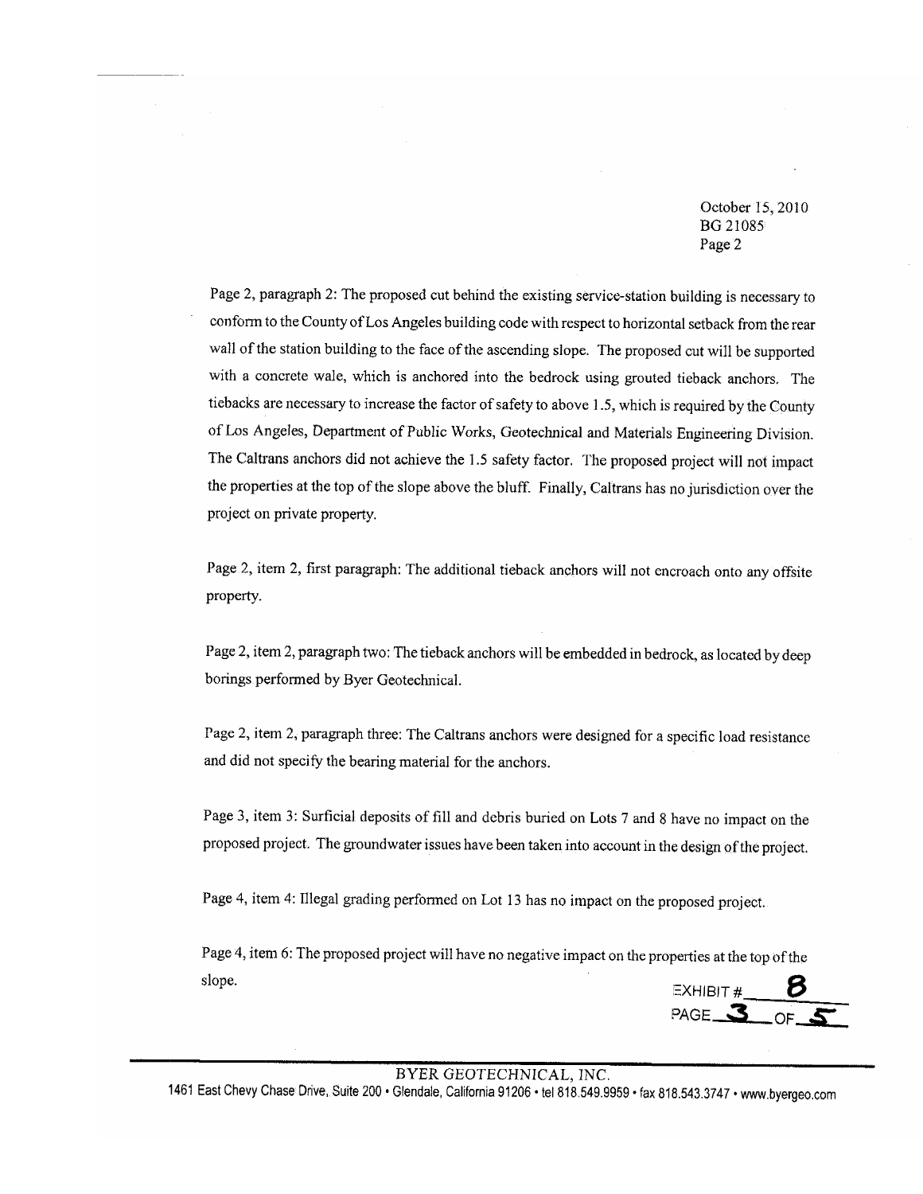Page 2, paragraph 2: The proposed cut behind the existing service-station building is necessary to conform to the County of Los Angeles building code with respect to horizontal setback from the rear wall of the station building to the face of the ascending slope. The proposed cut will be supported with a concrete wale, which is anchored into the bedrock using grouted tieback anchors. The tiebacks are necessary to increase the factor of safety to above 1.5, which is required by the County of Los Angeles, Department of Public Works, Geotechnical and Materials Engineering Division. The Caltrans anchors did not achieve the 1.5 safety factor. The proposed project will not impact the properties at the top of the slope above the bluff. Finally, Caltrans has no jurisdiction over the project on private property.

Page 2, item 2, first paragraph: The additional tieback anchors will not encroach onto any offsite property.

Page 2, item 2, paragraph two: The tieback anchors will be embedded in bedrock, as located by deep borings performed by Byer Geotechnical.

Page 2, item 2, paragraph three: The Caltrans anchors were designed for a specific load resistance and did not specify the bearing material for the anchors.

Page 3, item 3: Surficial deposits of fill and debris buried on Lots 7 and 8 have no impact on the proposed project. The groundwater issues have been taken into account in the design of the project.

Page 4, item 4: Illegal grading performed on Lot 13 has no impact on the proposed project.

Page 4, item 6: The proposed project will have no negative impact on the properties at the top of the slope.

EXHIBIT # 8
PAGE 3 OF 5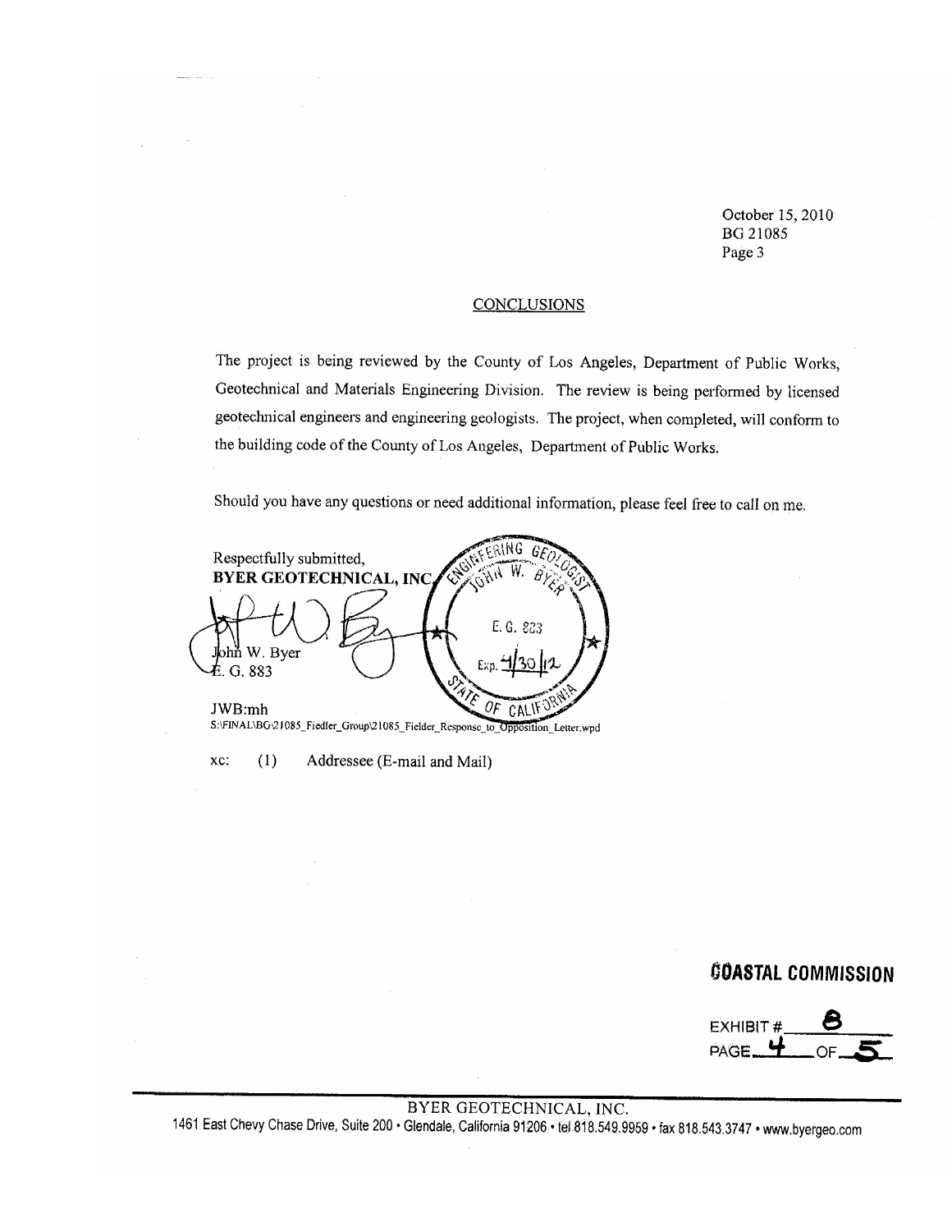October 15, 2010
BG 21085
Page 3

## CONCLUSIONS

The project is being reviewed by the County of Los Angeles, Department of Public Works, Geotechnical and Materials Engineering Division. The review is being performed by licensed geotechnical engineers and engineering geologists. The project, when completed, will conform to the building code of the County of Los Angeles, Department of Public Works.

Should you have any questions or need additional information, please feel free to call on me.

Respectfully submitted,
**BYER GEOTECHNICAL, INC.**

John W. Byer
E. G. 883

ENGINEERING GEOLOGIST
JOHN W. BYER
E. G. 883
Exp. 4/30/12
STATE OF CALIFORNIA

JWB:mh
S:\FINAL\BG\21085_Fiedler_Group\21085_Fielder_Response_to_Opposition_Letter.wpd

xc: (1) Addressee (E-mail and Mail)

COASTAL COMMISSION

EXHIBIT # 8
PAGE 4 OF 5

BYER GEOTECHNICAL, INC.
1461 East Chevy Chase Drive, Suite 200 • Glendale, California 91206 • tel 818.549.9959 • fax 818.543.3747 • www.byergeo.com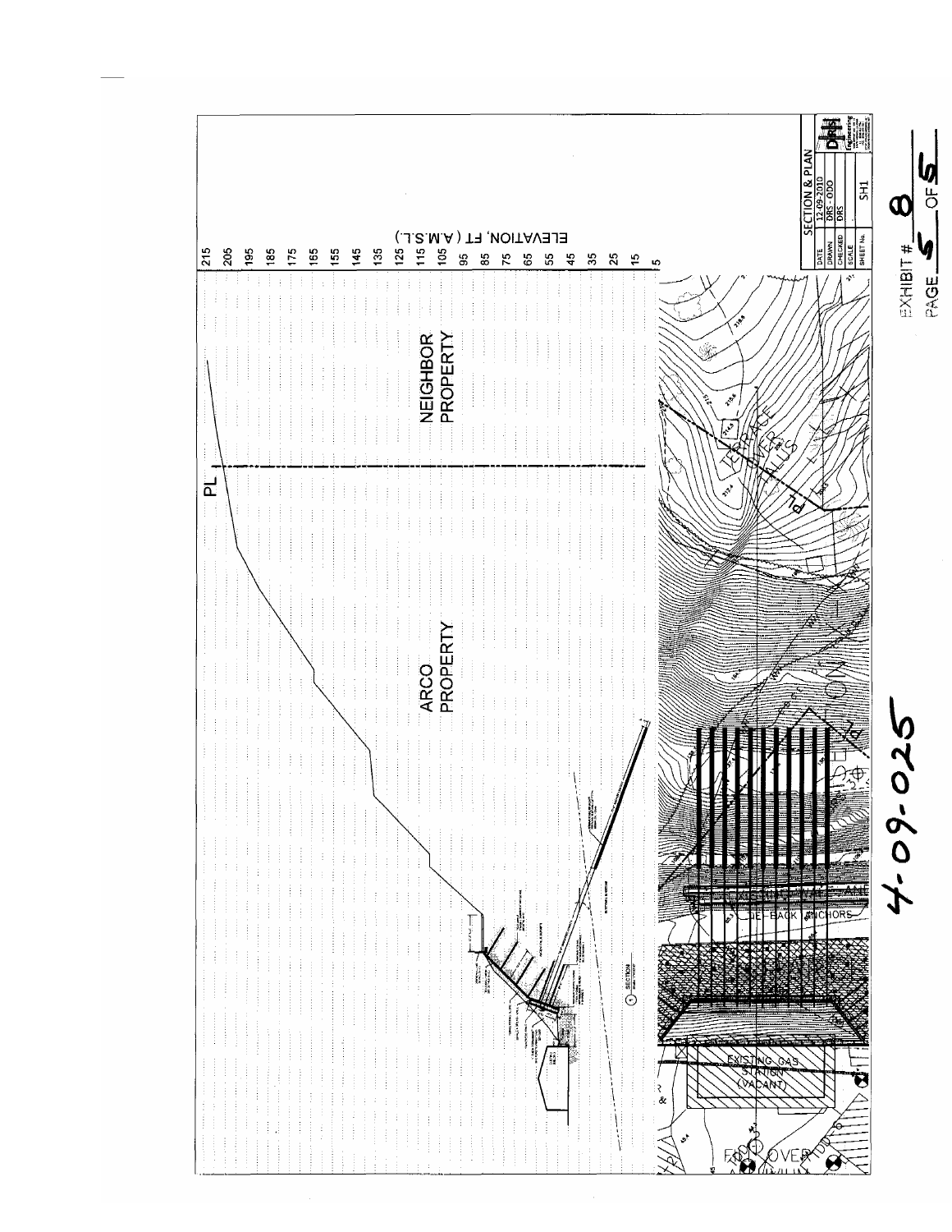PL

NEIGHBOR PROPERTY

ARCO PROPERTY

ELEVATION, FT (A.M.S.L.)

215
205
195
185
175
165
155
145
135
125
115
105
95
85
75
65
55
45
35
25
15
5

EXISTING GAS STATION (VACANT)

TIE-BACK ANCHORS

SECTION & PLAN

| | |
|---|---|
| DATE | 12-09-2010 |
| DRAWN | DRS - ODO |
| CHECKED | DRS |
| SCALE | |
| SHEET No. | SH1 |

4-09-025

EXHIBIT # 8

PAGE 5 OF 5